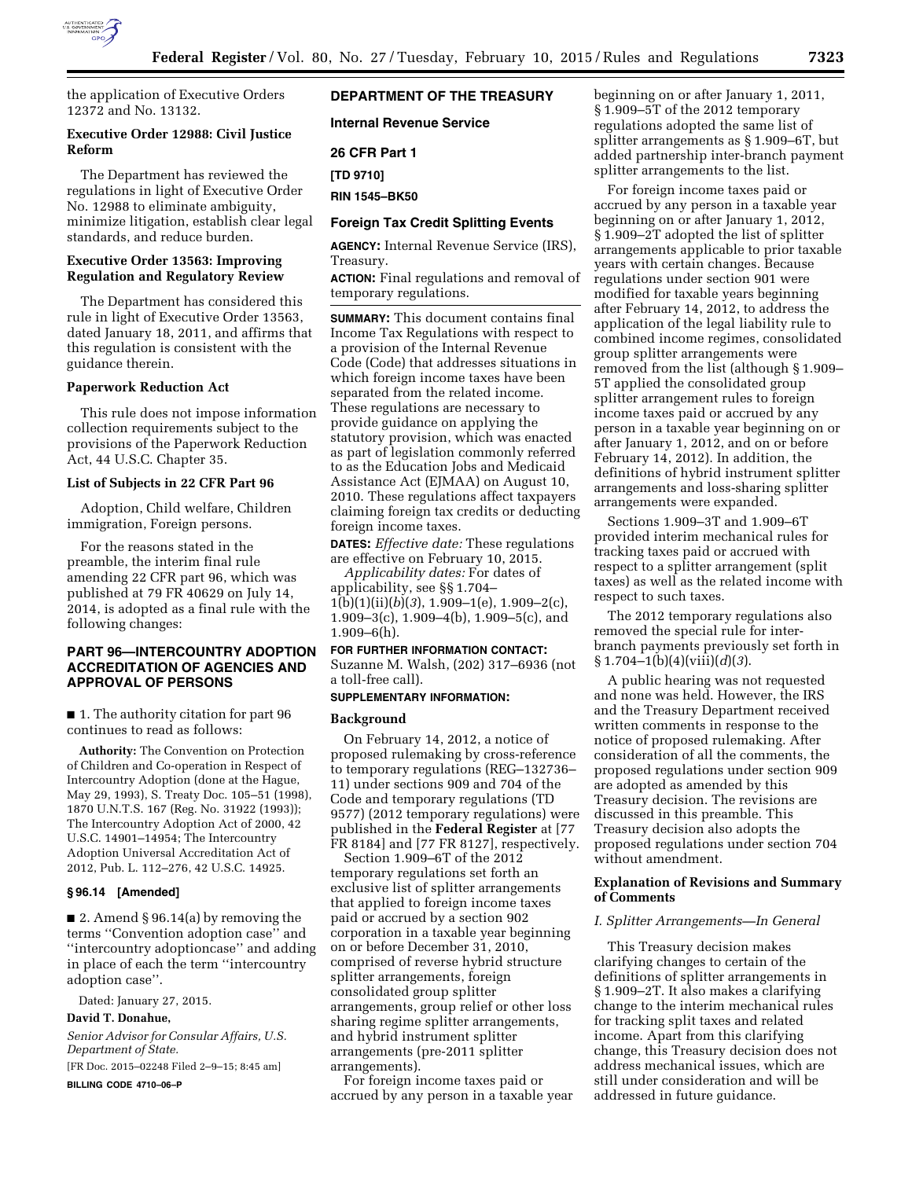the application of Executive Orders 12372 and No. 13132.

### Executive Order 12988: Civil Justice Reform

The Department has reviewed the regulations in light of Executive Order No. 12988 to eliminate ambiguity, minimize litigation, establish clear legal standards, and reduce burden.

### Executive Order 13563: Improving Regulation and Regulatory Review

The Department has considered this rule in light of Executive Order 13563, dated January 18, 2011, and affirms that this regulation is consistent with the guidance therein.

### Paperwork Reduction Act

This rule does not impose information collection requirements subject to the provisions of the Paperwork Reduction Act, 44 U.S.C. Chapter 35.

### List of Subjects in 22 CFR Part 96

Adoption, Child welfare, Children immigration, Foreign persons.

For the reasons stated in the preamble, the interim final rule amending 22 CFR part 96, which was published at 79 FR 40629 on July 14, 2014, is adopted as a final rule with the following changes:

## PART 96—INTERCOUNTRY ADOPTION ACCREDITATION OF AGENCIES AND APPROVAL OF PERSONS

■ 1. The authority citation for part 96 continues to read as follows:

**Authority:** The Convention on Protection of Children and Co-operation in Respect of Intercountry Adoption (done at the Hague, May 29, 1993), S. Treaty Doc. 105–51 (1998), 1870 U.N.T.S. 167 (Reg. No. 31922 (1993)); The Intercountry Adoption Act of 2000, 42 U.S.C. 14901–14954; The Intercountry Adoption Universal Accreditation Act of 2012, Pub. L. 112–276, 42 U.S.C. 14925.

### § 96.14 [Amended]

■ 2. Amend § 96.14(a) by removing the terms ''Convention adoption case'' and ''intercountry adoptioncase'' and adding in place of each the term ''intercountry adoption case''.

Dated: January 27, 2015.

**David T. Donahue,**

*Senior Advisor for Consular Affairs, U.S. Department of State.*

[FR Doc. 2015–02248 Filed 2–9–15; 8:45 am]

**BILLING CODE 4710–06–P**

## DEPARTMENT OF THE TREASURY

### Internal Revenue Service

### 26 CFR Part 1

**[TD 9710]**

**RIN 1545–BK50**

### Foreign Tax Credit Splitting Events

**AGENCY:** Internal Revenue Service (IRS), Treasury.

**ACTION:** Final regulations and removal of temporary regulations.

**SUMMARY:** This document contains final Income Tax Regulations with respect to a provision of the Internal Revenue Code (Code) that addresses situations in which foreign income taxes have been separated from the related income. These regulations are necessary to provide guidance on applying the statutory provision, which was enacted as part of legislation commonly referred to as the Education Jobs and Medicaid Assistance Act (EJMAA) on August 10, 2010. These regulations affect taxpayers claiming foreign tax credits or deducting foreign income taxes.

**DATES:** *Effective date:* These regulations are effective on February 10, 2015.

*Applicability dates:* For dates of applicability, see §§ 1.704–1(b)(1)(ii)(*b*)(*3*), 1.909–1(e), 1.909–2(c), 1.909–3(c), 1.909–4(b), 1.909–5(c), and 1.909–6(h).

**FOR FURTHER INFORMATION CONTACT:** Suzanne M. Walsh, (202) 317–6936 (not a toll-free call).

**SUPPLEMENTARY INFORMATION:**

### Background

On February 14, 2012, a notice of proposed rulemaking by cross-reference to temporary regulations (REG–132736–11) under sections 909 and 704 of the Code and temporary regulations (TD 9577) (2012 temporary regulations) were published in the **Federal Register** at [77 FR 8184] and [77 FR 8127], respectively.

Section 1.909–6T of the 2012 temporary regulations set forth an exclusive list of splitter arrangements that applied to foreign income taxes paid or accrued by a section 902 corporation in a taxable year beginning on or before December 31, 2010, comprised of reverse hybrid structure splitter arrangements, foreign consolidated group splitter arrangements, group relief or other loss sharing regime splitter arrangements, and hybrid instrument splitter arrangements (pre-2011 splitter arrangements).

For foreign income taxes paid or accrued by any person in a taxable year beginning on or after January 1, 2011, § 1.909–5T of the 2012 temporary regulations adopted the same list of splitter arrangements as § 1.909–6T, but added partnership inter-branch payment splitter arrangements to the list.

For foreign income taxes paid or accrued by any person in a taxable year beginning on or after January 1, 2012, § 1.909–2T adopted the list of splitter arrangements applicable to prior taxable years with certain changes. Because regulations under section 901 were modified for taxable years beginning after February 14, 2012, to address the application of the legal liability rule to combined income regimes, consolidated group splitter arrangements were removed from the list (although § 1.909–5T applied the consolidated group splitter arrangement rules to foreign income taxes paid or accrued by any person in a taxable year beginning on or after January 1, 2012, and on or before February 14, 2012). In addition, the definitions of hybrid instrument splitter arrangements and loss-sharing splitter arrangements were expanded.

Sections 1.909–3T and 1.909–6T provided interim mechanical rules for tracking taxes paid or accrued with respect to a splitter arrangement (split taxes) as well as the related income with respect to such taxes.

The 2012 temporary regulations also removed the special rule for inter-branch payments previously set forth in § 1.704–1(b)(4)(viii)(*d*)(*3*).

A public hearing was not requested and none was held. However, the IRS and the Treasury Department received written comments in response to the notice of proposed rulemaking. After consideration of all the comments, the proposed regulations under section 909 are adopted as amended by this Treasury decision. The revisions are discussed in this preamble. This Treasury decision also adopts the proposed regulations under section 704 without amendment.

### Explanation of Revisions and Summary of Comments

#### *I. Splitter Arrangements—In General*

This Treasury decision makes clarifying changes to certain of the definitions of splitter arrangements in § 1.909–2T. It also makes a clarifying change to the interim mechanical rules for tracking split taxes and related income. Apart from this clarifying change, this Treasury decision does not address mechanical issues, which are still under consideration and will be addressed in future guidance.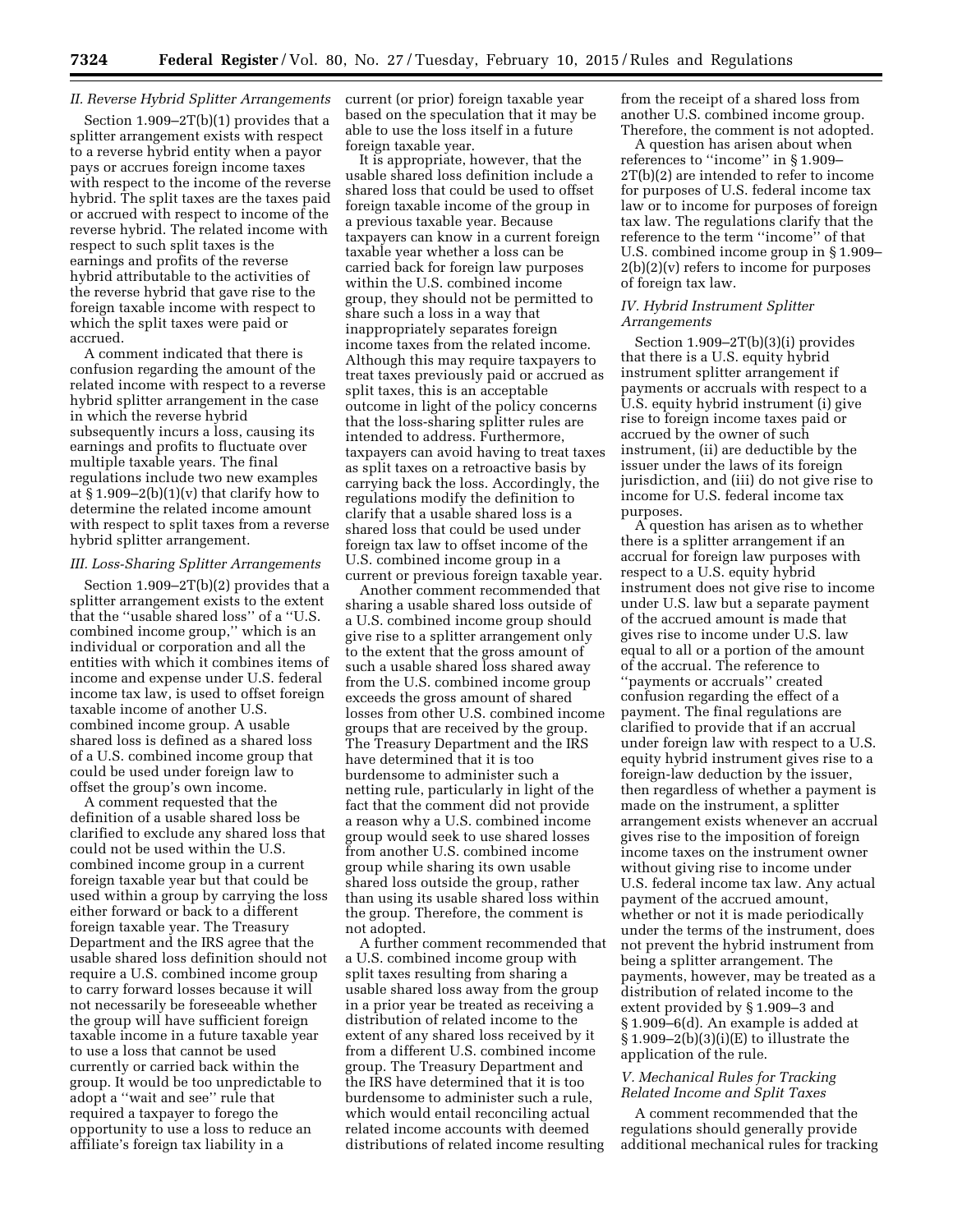### II. Reverse Hybrid Splitter Arrangements

Section 1.909–2T(b)(1) provides that a splitter arrangement exists with respect to a reverse hybrid entity when a payor pays or accrues foreign income taxes with respect to the income of the reverse hybrid. The split taxes are the taxes paid or accrued with respect to income of the reverse hybrid. The related income with respect to such split taxes is the earnings and profits of the reverse hybrid attributable to the activities of the reverse hybrid that gave rise to the foreign taxable income with respect to which the split taxes were paid or accrued.

A comment indicated that there is confusion regarding the amount of the related income with respect to a reverse hybrid splitter arrangement in the case in which the reverse hybrid subsequently incurs a loss, causing its earnings and profits to fluctuate over multiple taxable years. The final regulations include two new examples at § 1.909–2(b)(1)(v) that clarify how to determine the related income amount with respect to split taxes from a reverse hybrid splitter arrangement.

### III. Loss-Sharing Splitter Arrangements

Section 1.909–2T(b)(2) provides that a splitter arrangement exists to the extent that the ''usable shared loss'' of a ''U.S. combined income group,'' which is an individual or corporation and all the entities with which it combines items of income and expense under U.S. federal income tax law, is used to offset foreign taxable income of another U.S. combined income group. A usable shared loss is defined as a shared loss of a U.S. combined income group that could be used under foreign law to offset the group's own income.

A comment requested that the definition of a usable shared loss be clarified to exclude any shared loss that could not be used within the U.S. combined income group in a current foreign taxable year but that could be used within a group by carrying the loss either forward or back to a different foreign taxable year. The Treasury Department and the IRS agree that the usable shared loss definition should not require a U.S. combined income group to carry forward losses because it will not necessarily be foreseeable whether the group will have sufficient foreign taxable income in a future taxable year to use a loss that cannot be used currently or carried back within the group. It would be too unpredictable to adopt a ''wait and see'' rule that required a taxpayer to forego the opportunity to use a loss to reduce an affiliate's foreign tax liability in a current (or prior) foreign taxable year based on the speculation that it may be able to use the loss itself in a future foreign taxable year.

It is appropriate, however, that the usable shared loss definition include a shared loss that could be used to offset foreign taxable income of the group in a previous taxable year. Because taxpayers can know in a current foreign taxable year whether a loss can be carried back for foreign law purposes within the U.S. combined income group, they should not be permitted to share such a loss in a way that inappropriately separates foreign income taxes from the related income. Although this may require taxpayers to treat taxes previously paid or accrued as split taxes, this is an acceptable outcome in light of the policy concerns that the loss-sharing splitter rules are intended to address. Furthermore, taxpayers can avoid having to treat taxes as split taxes on a retroactive basis by carrying back the loss. Accordingly, the regulations modify the definition to clarify that a usable shared loss is a shared loss that could be used under foreign tax law to offset income of the U.S. combined income group in a current or previous foreign taxable year.

Another comment recommended that sharing a usable shared loss outside of a U.S. combined income group should give rise to a splitter arrangement only to the extent that the gross amount of such a usable shared loss shared away from the U.S. combined income group exceeds the gross amount of shared losses from other U.S. combined income groups that are received by the group. The Treasury Department and the IRS have determined that it is too burdensome to administer such a netting rule, particularly in light of the fact that the comment did not provide a reason why a U.S. combined income group would seek to use shared losses from another U.S. combined income group while sharing its own usable shared loss outside the group, rather than using its usable shared loss within the group. Therefore, the comment is not adopted.

A further comment recommended that a U.S. combined income group with split taxes resulting from sharing a usable shared loss away from the group in a prior year be treated as receiving a distribution of related income to the extent of any shared loss received by it from a different U.S. combined income group. The Treasury Department and the IRS have determined that it is too burdensome to administer such a rule, which would entail reconciling actual related income accounts with deemed distributions of related income resulting from the receipt of a shared loss from another U.S. combined income group. Therefore, the comment is not adopted.

A question has arisen about when references to ''income'' in § 1.909–2T(b)(2) are intended to refer to income for purposes of U.S. federal income tax law or to income for purposes of foreign tax law. The regulations clarify that the reference to the term ''income'' of that U.S. combined income group in § 1.909–2(b)(2)(v) refers to income for purposes of foreign tax law.

### IV. Hybrid Instrument Splitter Arrangements

Section 1.909–2T(b)(3)(i) provides that there is a U.S. equity hybrid instrument splitter arrangement if payments or accruals with respect to a U.S. equity hybrid instrument (i) give rise to foreign income taxes paid or accrued by the owner of such instrument, (ii) are deductible by the issuer under the laws of its foreign jurisdiction, and (iii) do not give rise to income for U.S. federal income tax purposes.

A question has arisen as to whether there is a splitter arrangement if an accrual for foreign law purposes with respect to a U.S. equity hybrid instrument does not give rise to income under U.S. law but a separate payment of the accrued amount is made that gives rise to income under U.S. law equal to all or a portion of the amount of the accrual. The reference to ''payments or accruals'' created confusion regarding the effect of a payment. The final regulations are clarified to provide that if an accrual under foreign law with respect to a U.S. equity hybrid instrument gives rise to a foreign-law deduction by the issuer, then regardless of whether a payment is made on the instrument, a splitter arrangement exists whenever an accrual gives rise to the imposition of foreign income taxes on the instrument owner without giving rise to income under U.S. federal income tax law. Any actual payment of the accrued amount, whether or not it is made periodically under the terms of the instrument, does not prevent the hybrid instrument from being a splitter arrangement. The payments, however, may be treated as a distribution of related income to the extent provided by § 1.909–3 and § 1.909–6(d). An example is added at § 1.909–2(b)(3)(i)(E) to illustrate the application of the rule.

### V. Mechanical Rules for Tracking Related Income and Split Taxes

A comment recommended that the regulations should generally provide additional mechanical rules for tracking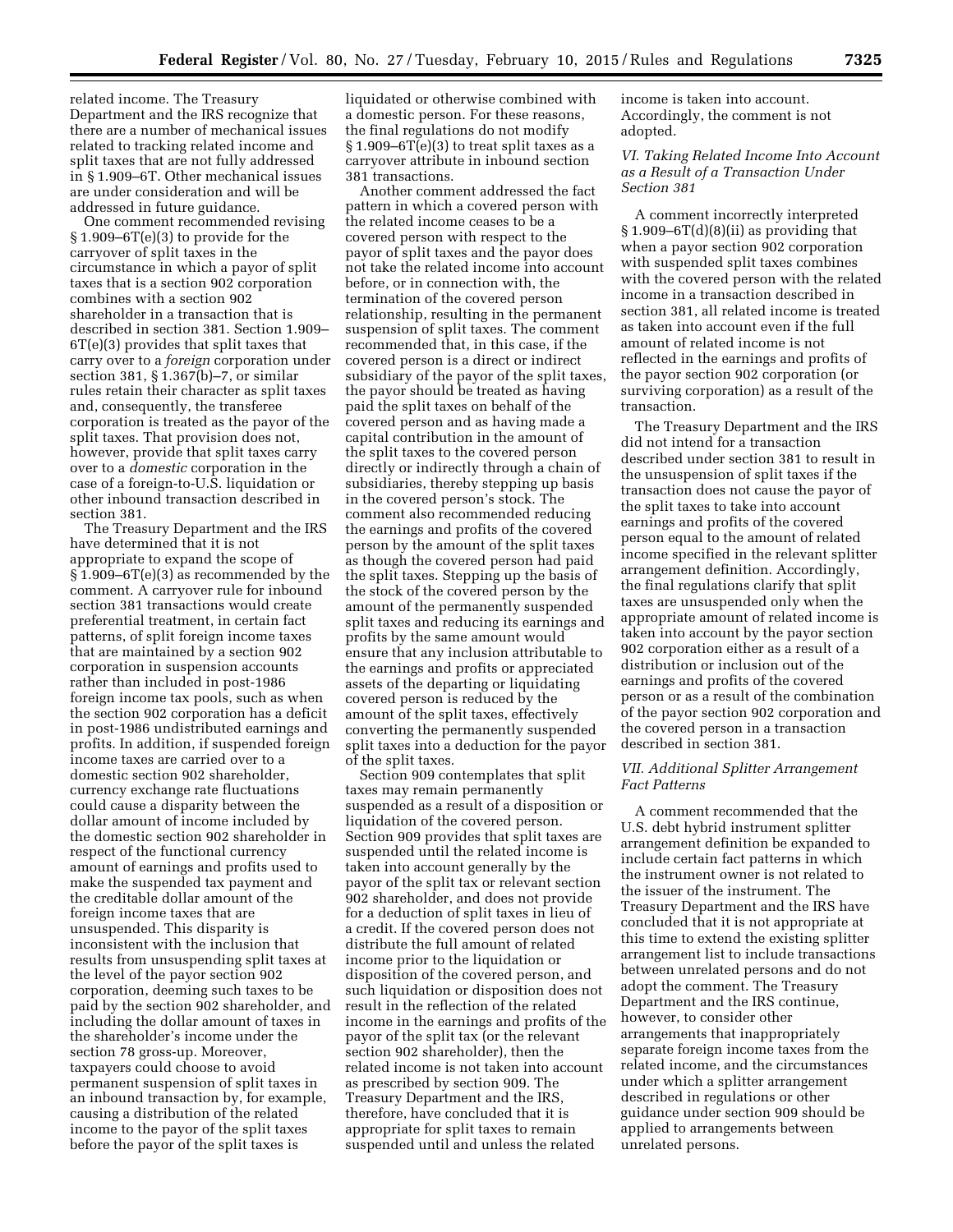related income. The Treasury Department and the IRS recognize that there are a number of mechanical issues related to tracking related income and split taxes that are not fully addressed in § 1.909–6T. Other mechanical issues are under consideration and will be addressed in future guidance.

One comment recommended revising § 1.909–6T(e)(3) to provide for the carryover of split taxes in the circumstance in which a payor of split taxes that is a section 902 corporation combines with a section 902 shareholder in a transaction that is described in section 381. Section 1.909–6T(e)(3) provides that split taxes that carry over to a *foreign* corporation under section 381, § 1.367(b)–7, or similar rules retain their character as split taxes and, consequently, the transferee corporation is treated as the payor of the split taxes. That provision does not, however, provide that split taxes carry over to a *domestic* corporation in the case of a foreign-to-U.S. liquidation or other inbound transaction described in section 381.

The Treasury Department and the IRS have determined that it is not appropriate to expand the scope of § 1.909–6T(e)(3) as recommended by the comment. A carryover rule for inbound section 381 transactions would create preferential treatment, in certain fact patterns, of split foreign income taxes that are maintained by a section 902 corporation in suspension accounts rather than included in post-1986 foreign income tax pools, such as when the section 902 corporation has a deficit in post-1986 undistributed earnings and profits. In addition, if suspended foreign income taxes are carried over to a domestic section 902 shareholder, currency exchange rate fluctuations could cause a disparity between the dollar amount of income included by the domestic section 902 shareholder in respect of the functional currency amount of earnings and profits used to make the suspended tax payment and the creditable dollar amount of the foreign income taxes that are unsuspended. This disparity is inconsistent with the inclusion that results from unsuspending split taxes at the level of the payor section 902 corporation, deeming such taxes to be paid by the section 902 shareholder, and including the dollar amount of taxes in the shareholder's income under the section 78 gross-up. Moreover, taxpayers could choose to avoid permanent suspension of split taxes in an inbound transaction by, for example, causing a distribution of the related income to the payor of the split taxes before the payor of the split taxes is liquidated or otherwise combined with a domestic person. For these reasons, the final regulations do not modify § 1.909–6T(e)(3) to treat split taxes as a carryover attribute in inbound section 381 transactions.

Another comment addressed the fact pattern in which a covered person with the related income ceases to be a covered person with respect to the payor of split taxes and the payor does not take the related income into account before, or in connection with, the termination of the covered person relationship, resulting in the permanent suspension of split taxes. The comment recommended that, in this case, if the covered person is a direct or indirect subsidiary of the payor of the split taxes, the payor should be treated as having paid the split taxes on behalf of the covered person and as having made a capital contribution in the amount of the split taxes to the covered person directly or indirectly through a chain of subsidiaries, thereby stepping up basis in the covered person's stock. The comment also recommended reducing the earnings and profits of the covered person by the amount of the split taxes as though the covered person had paid the split taxes. Stepping up the basis of the stock of the covered person by the amount of the permanently suspended split taxes and reducing its earnings and profits by the same amount would ensure that any inclusion attributable to the earnings and profits or appreciated assets of the departing or liquidating covered person is reduced by the amount of the split taxes, effectively converting the permanently suspended split taxes into a deduction for the payor of the split taxes.

Section 909 contemplates that split taxes may remain permanently suspended as a result of a disposition or liquidation of the covered person. Section 909 provides that split taxes are suspended until the related income is taken into account generally by the payor of the split tax or relevant section 902 shareholder, and does not provide for a deduction of split taxes in lieu of a credit. If the covered person does not distribute the full amount of related income prior to the liquidation or disposition of the covered person, and such liquidation or disposition does not result in the reflection of the related income in the earnings and profits of the payor of the split tax (or the relevant section 902 shareholder), then the related income is not taken into account as prescribed by section 909. The Treasury Department and the IRS, therefore, have concluded that it is appropriate for split taxes to remain suspended until and unless the related income is taken into account. Accordingly, the comment is not adopted.

### *VI. Taking Related Income Into Account as a Result of a Transaction Under Section 381*

A comment incorrectly interpreted § 1.909–6T(d)(8)(ii) as providing that when a payor section 902 corporation with suspended split taxes combines with the covered person with the related income in a transaction described in section 381, all related income is treated as taken into account even if the full amount of related income is not reflected in the earnings and profits of the payor section 902 corporation (or surviving corporation) as a result of the transaction.

The Treasury Department and the IRS did not intend for a transaction described under section 381 to result in the unsuspension of split taxes if the transaction does not cause the payor of the split taxes to take into account earnings and profits of the covered person equal to the amount of related income specified in the relevant splitter arrangement definition. Accordingly, the final regulations clarify that split taxes are unsuspended only when the appropriate amount of related income is taken into account by the payor section 902 corporation either as a result of a distribution or inclusion out of the earnings and profits of the covered person or as a result of the combination of the payor section 902 corporation and the covered person in a transaction described in section 381.

### *VII. Additional Splitter Arrangement Fact Patterns*

A comment recommended that the U.S. debt hybrid instrument splitter arrangement definition be expanded to include certain fact patterns in which the instrument owner is not related to the issuer of the instrument. The Treasury Department and the IRS have concluded that it is not appropriate at this time to extend the existing splitter arrangement list to include transactions between unrelated persons and do not adopt the comment. The Treasury Department and the IRS continue, however, to consider other arrangements that inappropriately separate foreign income taxes from the related income, and the circumstances under which a splitter arrangement described in regulations or other guidance under section 909 should be applied to arrangements between unrelated persons.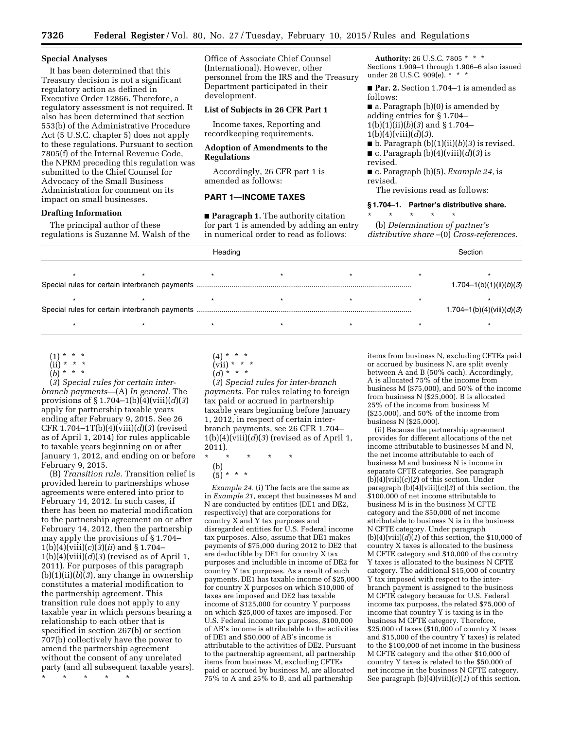**Special Analyses**

It has been determined that this Treasury decision is not a significant regulatory action as defined in Executive Order 12866. Therefore, a regulatory assessment is not required. It also has been determined that section 553(b) of the Administrative Procedure Act (5 U.S.C. chapter 5) does not apply to these regulations. Pursuant to section 7805(f) of the Internal Revenue Code, the NPRM preceding this regulation was submitted to the Chief Counsel for Advocacy of the Small Business Administration for comment on its impact on small businesses.

**Drafting Information**

The principal author of these regulations is Suzanne M. Walsh of the Office of Associate Chief Counsel (International). However, other personnel from the IRS and the Treasury Department participated in their development.

**List of Subjects in 26 CFR Part 1**

Income taxes, Reporting and recordkeeping requirements.

**Adoption of Amendments to the Regulations**

Accordingly, 26 CFR part 1 is amended as follows:

**PART 1—INCOME TAXES**

■ **Paragraph 1.** The authority citation for part 1 is amended by adding an entry in numerical order to read as follows:

**Authority:** 26 U.S.C. 7805 * * *
Sections 1.909–1 through 1.906–6 also issued under 26 U.S.C. 909(e). * * *

■ **Par. 2.** Section 1.704–1 is amended as follows:

■ a. Paragraph (b)(0) is amended by adding entries for § 1.704–1(b)(1)(ii)(*b*)(*3*) and § 1.704–1(b)(4)(viii)(*d*)(*3*).

■ b. Paragraph (b)(1)(ii)(*b*)(*3*) is revised.

■ c. Paragraph (b)(4)(viii)(*d*)(*3*) is revised.

■ c. Paragraph (b)(5), *Example 24,* is revised.

The revisions read as follows:

**§ 1.704–1. Partner's distributive share.**

\* \* \* \* \*

(b) *Determination of partner's distributive share* –(0) *Cross-references.*

| Heading | Section |
|---|---|
| * * * * * | * * |
| Special rules for certain interbranch payments | 1.704–1(b)(1)(ii)(*b*)(*3*) |
| * * * * * | * * |
| Special rules for certain interbranch payments | 1.704–1(b)(4)(viii)(*d*)(*3*) |
| * * * * * | * * |

(1) * * *
(ii) * * *
(*b*) * * *

(*3*) *Special rules for certain inter-branch payments*—(A) *In general.* The provisions of § 1.704–1(b)(4)(viii)(*d*)(*3*) apply for partnership taxable years ending after February 9, 2015. See 26 CFR 1.704–1T(b)(4)(viii)(*d*)(*3*) (revised as of April 1, 2014) for rules applicable to taxable years beginning on or after January 1, 2012, and ending on or before February 9, 2015.

(B) *Transition rule.* Transition relief is provided herein to partnerships whose agreements were entered into prior to February 14, 2012. In such cases, if there has been no material modification to the partnership agreement on or after February 14, 2012, then the partnership may apply the provisions of § 1.704–1(b)(4)(viii)(*c*)(*3*)(*ii*) and § 1.704–1(b)(4)(viii)(*d*)(*3*) (revised as of April 1, 2011). For purposes of this paragraph (b)(1)(ii)(*b*)(*3*), any change in ownership constitutes a material modification to the partnership agreement. This transition rule does not apply to any taxable year in which persons bearing a relationship to each other that is specified in section 267(b) or section 707(b) collectively have the power to amend the partnership agreement without the consent of any unrelated party (and all subsequent taxable years).

\* \* \* \* \*

(4) * * *
(vii) * * *
(*d*) * * *

(*3*) *Special rules for inter-branch payments.* For rules relating to foreign tax paid or accrued in partnership taxable years beginning before January 1, 2012, in respect of certain inter-branch payments, see 26 CFR 1.704–1(b)(4)(viii)(*d*)(*3*) (revised as of April 1, 2011).

\* \* \* \* \*

(b)
(5) * * *

*Example 24.* (i) The facts are the same as in *Example 21,* except that businesses M and N are conducted by entities (DE1 and DE2, respectively) that are corporations for country X and Y tax purposes and disregarded entities for U.S. Federal income tax purposes. Also, assume that DE1 makes payments of $75,000 during 2012 to DE2 that are deductible by DE1 for country X tax purposes and includible in income of DE2 for country Y tax purposes. As a result of such payments, DE1 has taxable income of $25,000 for country X purposes on which $10,000 of taxes are imposed and DE2 has taxable income of $125,000 for country Y purposes on which $25,000 of taxes are imposed. For U.S. Federal income tax purposes, $100,000 of AB's income is attributable to the activities of DE1 and $50,000 of AB's income is attributable to the activities of DE2. Pursuant to the partnership agreement, all partnership items from business M, excluding CFTEs paid or accrued by business M, are allocated 75% to A and 25% to B, and all partnership items from business N, excluding CFTEs paid or accrued by business N, are split evenly between A and B (50% each). Accordingly, A is allocated 75% of the income from business M ($75,000), and 50% of the income from business N ($25,000). B is allocated 25% of the income from business M ($25,000), and 50% of the income from business N ($25,000).

(ii) Because the partnership agreement provides for different allocations of the net income attributable to businesses M and N, the net income attributable to each of business M and business N is income in separate CFTE categories. See paragraph (b)(4)(viii)(*c*)(*2*) of this section. Under paragraph (b)(4)(viii)(*c*)(*3*) of this section, the $100,000 of net income attributable to business M is in the business M CFTE category and the $50,000 of net income attributable to business N is in the business N CFTE category. Under paragraph (b)(4)(viii)(*d*)(*1*) of this section, the $10,000 of country X taxes is allocated to the business M CFTE category and $10,000 of the country Y taxes is allocated to the business N CFTE category. The additional $15,000 of country Y tax imposed with respect to the inter-branch payment is assigned to the business M CFTE category because for U.S. Federal income tax purposes, the related $75,000 of income that country Y is taxing is in the business M CFTE category. Therefore, $25,000 of taxes ($10,000 of country X taxes and $15,000 of the country Y taxes) is related to the $100,000 of net income in the business M CFTE category and the other $10,000 of country Y taxes is related to the $50,000 of net income in the business N CFTE category. See paragraph (b)(4)(viii)(*c*)(*1*) of this section.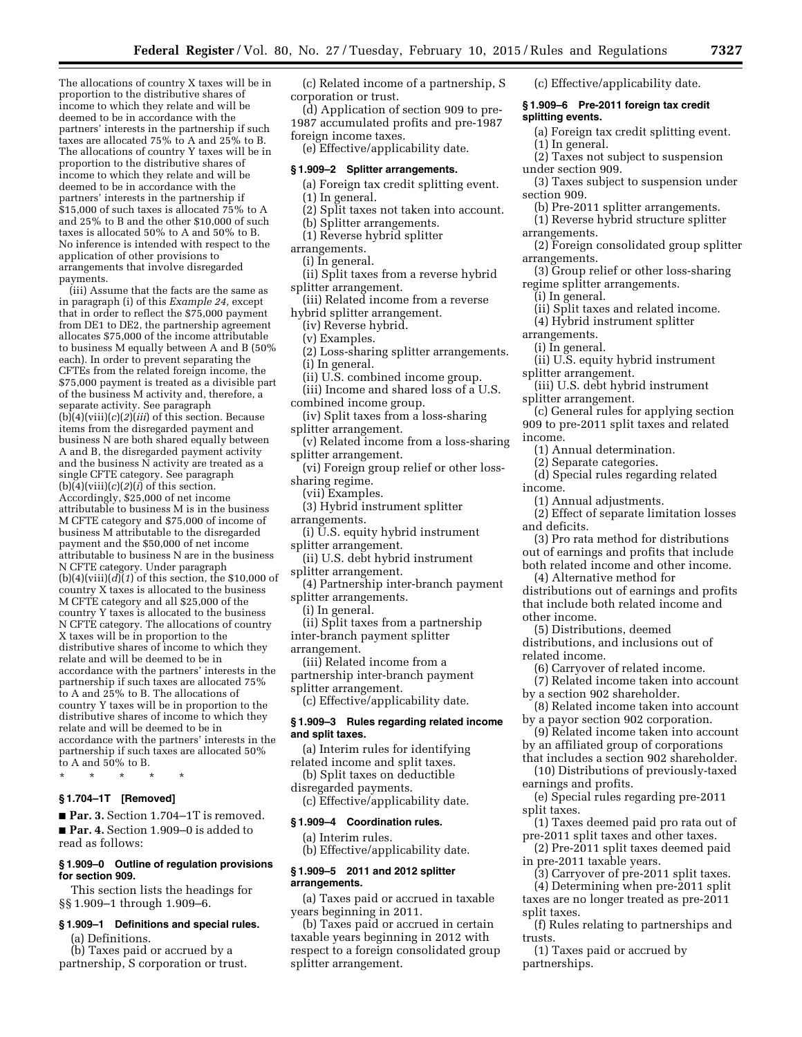The allocations of country X taxes will be in proportion to the distributive shares of income to which they relate and will be deemed to be in accordance with the partners' interests in the partnership if such taxes are allocated 75% to A and 25% to B. The allocations of country Y taxes will be in proportion to the distributive shares of income to which they relate and will be deemed to be in accordance with the partners' interests in the partnership if $15,000 of such taxes is allocated 75% to A and 25% to B and the other $10,000 of such taxes is allocated 50% to A and 50% to B. No inference is intended with respect to the application of other provisions to arrangements that involve disregarded payments.

(iii) Assume that the facts are the same as in paragraph (i) of this *Example 24,* except that in order to reflect the $75,000 payment from DE1 to DE2, the partnership agreement allocates $75,000 of the income attributable to business M equally between A and B (50% each). In order to prevent separating the CFTEs from the related foreign income, the $75,000 payment is treated as a divisible part of the business M activity and, therefore, a separate activity. See paragraph (b)(4)(viii)(*c*)(*2*)(*iii*) of this section. Because items from the disregarded payment and business N are both shared equally between A and B, the disregarded payment activity and the business N activity are treated as a single CFTE category. See paragraph (b)(4)(viii)(*c*)(*2*)(*i*) of this section. Accordingly, $25,000 of net income attributable to business M is in the business M CFTE category and $75,000 of income of business M attributable to the disregarded payment and the $50,000 of net income attributable to business N are in the business N CFTE category. Under paragraph (b)(4)(viii)(*d*)(*1*) of this section, the $10,000 of country X taxes is allocated to the business M CFTE category and all $25,000 of the country Y taxes is allocated to the business N CFTE category. The allocations of country X taxes will be in proportion to the distributive shares of income to which they relate and will be deemed to be in accordance with the partners' interests in the partnership if such taxes are allocated 75% to A and 25% to B. The allocations of country Y taxes will be in proportion to the distributive shares of income to which they relate and will be deemed to be in accordance with the partners' interests in the partnership if such taxes are allocated 50% to A and 50% to B.

\* \* \* \* \*

**§ 1.704–1T [Removed]**

■ **Par. 3.** Section 1.704–1T is removed.

■ **Par. 4.** Section 1.909–0 is added to read as follows:

**§ 1.909–0 Outline of regulation provisions for section 909.**

This section lists the headings for §§ 1.909–1 through 1.909–6.

**§ 1.909–1 Definitions and special rules.**

(a) Definitions.

(b) Taxes paid or accrued by a partnership, S corporation or trust.

(c) Related income of a partnership, S corporation or trust.

(d) Application of section 909 to pre-1987 accumulated profits and pre-1987 foreign income taxes.

(e) Effective/applicability date.

**§ 1.909–2 Splitter arrangements.**

(a) Foreign tax credit splitting event.

(1) In general.

(2) Split taxes not taken into account.

(b) Splitter arrangements.

(1) Reverse hybrid splitter arrangements.

(i) In general.

(ii) Split taxes from a reverse hybrid splitter arrangement.

(iii) Related income from a reverse hybrid splitter arrangement.

(iv) Reverse hybrid.

(v) Examples.

(2) Loss-sharing splitter arrangements.

(i) In general.

(ii) U.S. combined income group.

(iii) Income and shared loss of a U.S. combined income group.

(iv) Split taxes from a loss-sharing splitter arrangement.

(v) Related income from a loss-sharing splitter arrangement.

(vi) Foreign group relief or other loss-sharing regime.

(vii) Examples.

(3) Hybrid instrument splitter arrangements.

(i) U.S. equity hybrid instrument splitter arrangement.

(ii) U.S. debt hybrid instrument splitter arrangement.

(4) Partnership inter-branch payment splitter arrangements.

(i) In general.

(ii) Split taxes from a partnership inter-branch payment splitter arrangement.

(iii) Related income from a partnership inter-branch payment splitter arrangement.

(c) Effective/applicability date.

**§ 1.909–3 Rules regarding related income and split taxes.**

(a) Interim rules for identifying related income and split taxes.

(b) Split taxes on deductible disregarded payments.

(c) Effective/applicability date.

**§ 1.909–4 Coordination rules.**

(a) Interim rules.

(b) Effective/applicability date.

**§ 1.909–5 2011 and 2012 splitter arrangements.**

(a) Taxes paid or accrued in taxable years beginning in 2011.

(b) Taxes paid or accrued in certain taxable years beginning in 2012 with respect to a foreign consolidated group splitter arrangement.

(c) Effective/applicability date.

**§ 1.909–6 Pre-2011 foreign tax credit splitting events.**

(a) Foreign tax credit splitting event.

(1) In general.

(2) Taxes not subject to suspension under section 909.

(3) Taxes subject to suspension under section 909.

(b) Pre-2011 splitter arrangements.

(1) Reverse hybrid structure splitter arrangements.

(2) Foreign consolidated group splitter arrangements.

(3) Group relief or other loss-sharing regime splitter arrangements.

(i) In general.

(ii) Split taxes and related income.

(4) Hybrid instrument splitter arrangements.

(i) In general.

(ii) U.S. equity hybrid instrument splitter arrangement.

(iii) U.S. debt hybrid instrument splitter arrangement.

(c) General rules for applying section 909 to pre-2011 split taxes and related income.

(1) Annual determination.

(2) Separate categories.

(d) Special rules regarding related income.

(1) Annual adjustments.

(2) Effect of separate limitation losses and deficits.

(3) Pro rata method for distributions out of earnings and profits that include both related income and other income.

(4) Alternative method for distributions out of earnings and profits that include both related income and other income.

(5) Distributions, deemed distributions, and inclusions out of related income.

(6) Carryover of related income.

(7) Related income taken into account by a section 902 shareholder.

(8) Related income taken into account by a payor section 902 corporation.

(9) Related income taken into account by an affiliated group of corporations that includes a section 902 shareholder.

(10) Distributions of previously-taxed earnings and profits.

(e) Special rules regarding pre-2011 split taxes.

(1) Taxes deemed paid pro rata out of pre-2011 split taxes and other taxes.

(2) Pre-2011 split taxes deemed paid in pre-2011 taxable years.

(3) Carryover of pre-2011 split taxes.

(4) Determining when pre-2011 split taxes are no longer treated as pre-2011 split taxes.

(f) Rules relating to partnerships and trusts.

(1) Taxes paid or accrued by partnerships.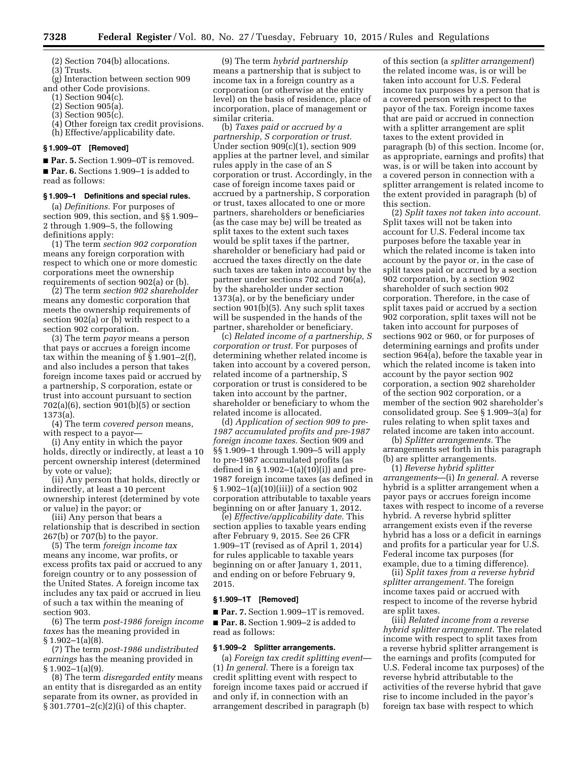(2) Section 704(b) allocations.

(3) Trusts.

(g) Interaction between section 909 and other Code provisions.

(1) Section 904(c).

(2) Section 905(a).

(3) Section 905(c).

(4) Other foreign tax credit provisions.

(h) Effective/applicability date.

### § 1.909–0T [Removed]

■ **Par. 5.** Section 1.909–0T is removed.

■ **Par. 6.** Sections 1.909–1 is added to read as follows:

### § 1.909–1 Definitions and special rules.

(a) *Definitions.* For purposes of section 909, this section, and §§ 1.909–2 through 1.909–5, the following definitions apply:

(1) The term *section 902 corporation* means any foreign corporation with respect to which one or more domestic corporations meet the ownership requirements of section 902(a) or (b).

(2) The term *section 902 shareholder* means any domestic corporation that meets the ownership requirements of section 902(a) or (b) with respect to a section 902 corporation.

(3) The term *payor* means a person that pays or accrues a foreign income tax within the meaning of § 1.901–2(f), and also includes a person that takes foreign income taxes paid or accrued by a partnership, S corporation, estate or trust into account pursuant to section 702(a)(6), section 901(b)(5) or section 1373(a).

(4) The term *covered person* means, with respect to a payor—

(i) Any entity in which the payor holds, directly or indirectly, at least a 10 percent ownership interest (determined by vote or value);

(ii) Any person that holds, directly or indirectly, at least a 10 percent ownership interest (determined by vote or value) in the payor; or

(iii) Any person that bears a relationship that is described in section 267(b) or 707(b) to the payor.

(5) The term *foreign income tax* means any income, war profits, or excess profits tax paid or accrued to any foreign country or to any possession of the United States. A foreign income tax includes any tax paid or accrued in lieu of such a tax within the meaning of section 903.

(6) The term *post-1986 foreign income taxes* has the meaning provided in § 1.902–1(a)(8).

(7) The term *post-1986 undistributed earnings* has the meaning provided in § 1.902–1(a)(9).

(8) The term *disregarded entity* means an entity that is disregarded as an entity separate from its owner, as provided in § 301.7701–2(c)(2)(i) of this chapter.

(9) The term *hybrid partnership* means a partnership that is subject to income tax in a foreign country as a corporation (or otherwise at the entity level) on the basis of residence, place of incorporation, place of management or similar criteria.

(b) *Taxes paid or accrued by a partnership, S corporation or trust.* Under section 909(c)(1), section 909 applies at the partner level, and similar rules apply in the case of an S corporation or trust. Accordingly, in the case of foreign income taxes paid or accrued by a partnership, S corporation or trust, taxes allocated to one or more partners, shareholders or beneficiaries (as the case may be) will be treated as split taxes to the extent such taxes would be split taxes if the partner, shareholder or beneficiary had paid or accrued the taxes directly on the date such taxes are taken into account by the partner under sections 702 and 706(a), by the shareholder under section 1373(a), or by the beneficiary under section 901(b)(5). Any such split taxes will be suspended in the hands of the partner, shareholder or beneficiary.

(c) *Related income of a partnership, S corporation or trust.* For purposes of determining whether related income is taken into account by a covered person, related income of a partnership, S corporation or trust is considered to be taken into account by the partner, shareholder or beneficiary to whom the related income is allocated.

(d) *Application of section 909 to pre-1987 accumulated profits and pre-1987 foreign income taxes.* Section 909 and §§ 1.909–1 through 1.909–5 will apply to pre-1987 accumulated profits (as defined in § 1.902–1(a)(10)(i)) and pre-1987 foreign income taxes (as defined in § 1.902–1(a)(10)(iii)) of a section 902 corporation attributable to taxable years beginning on or after January 1, 2012.

(e) *Effective/applicability date.* This section applies to taxable years ending after February 9, 2015. See 26 CFR 1.909–1T (revised as of April 1, 2014) for rules applicable to taxable years beginning on or after January 1, 2011, and ending on or before February 9, 2015.

### § 1.909–1T [Removed]

■ **Par. 7.** Section 1.909–1T is removed.

■ **Par. 8.** Section 1.909–2 is added to read as follows:

### § 1.909–2 Splitter arrangements.

(a) *Foreign tax credit splitting event*—(1) *In general.* There is a foreign tax credit splitting event with respect to foreign income taxes paid or accrued if and only if, in connection with an arrangement described in paragraph (b) of this section (a *splitter arrangement*) the related income was, is or will be taken into account for U.S. Federal income tax purposes by a person that is a covered person with respect to the payor of the tax. Foreign income taxes that are paid or accrued in connection with a splitter arrangement are split taxes to the extent provided in paragraph (b) of this section. Income (or, as appropriate, earnings and profits) that was, is or will be taken into account by a covered person in connection with a splitter arrangement is related income to the extent provided in paragraph (b) of this section.

(2) *Split taxes not taken into account.* Split taxes will not be taken into account for U.S. Federal income tax purposes before the taxable year in which the related income is taken into account by the payor or, in the case of split taxes paid or accrued by a section 902 corporation, by a section 902 shareholder of such section 902 corporation. Therefore, in the case of split taxes paid or accrued by a section 902 corporation, split taxes will not be taken into account for purposes of sections 902 or 960, or for purposes of determining earnings and profits under section 964(a), before the taxable year in which the related income is taken into account by the payor section 902 corporation, a section 902 shareholder of the section 902 corporation, or a member of the section 902 shareholder's consolidated group. See § 1.909–3(a) for rules relating to when split taxes and related income are taken into account.

(b) *Splitter arrangements.* The arrangements set forth in this paragraph (b) are splitter arrangements.

(1) *Reverse hybrid splitter arrangements*—(i) *In general.* A reverse hybrid is a splitter arrangement when a payor pays or accrues foreign income taxes with respect to income of a reverse hybrid. A reverse hybrid splitter arrangement exists even if the reverse hybrid has a loss or a deficit in earnings and profits for a particular year for U.S. Federal income tax purposes (for example, due to a timing difference).

(ii) *Split taxes from a reverse hybrid splitter arrangement.* The foreign income taxes paid or accrued with respect to income of the reverse hybrid are split taxes.

(iii) *Related income from a reverse hybrid splitter arrangement.* The related income with respect to split taxes from a reverse hybrid splitter arrangement is the earnings and profits (computed for U.S. Federal income tax purposes) of the reverse hybrid attributable to the activities of the reverse hybrid that gave rise to income included in the payor's foreign tax base with respect to which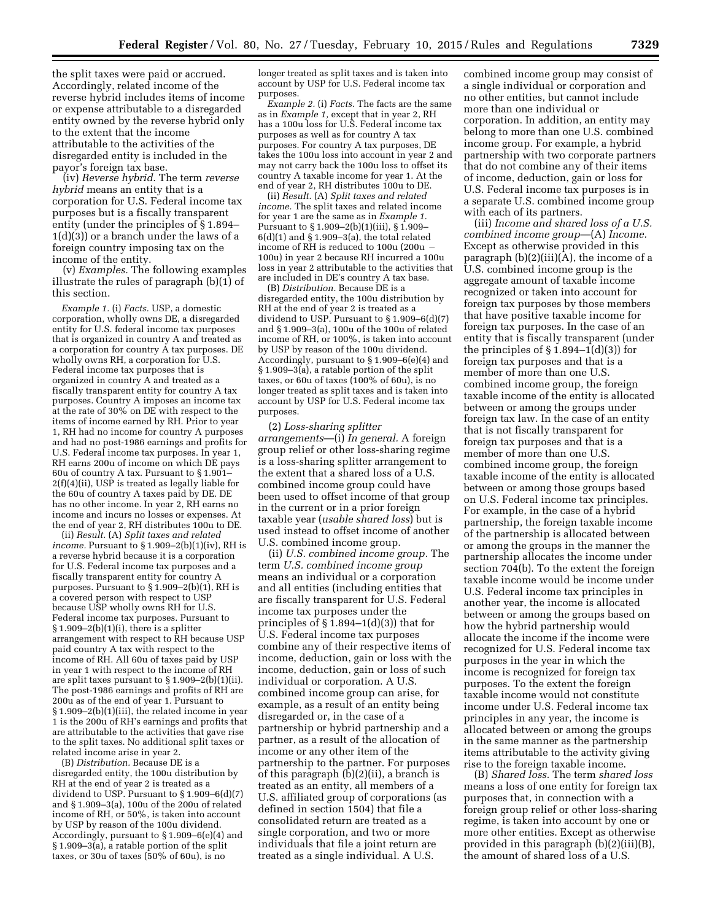the split taxes were paid or accrued. Accordingly, related income of the reverse hybrid includes items of income or expense attributable to a disregarded entity owned by the reverse hybrid only to the extent that the income attributable to the activities of the disregarded entity is included in the payor's foreign tax base.

(iv) *Reverse hybrid.* The term *reverse hybrid* means an entity that is a corporation for U.S. Federal income tax purposes but is a fiscally transparent entity (under the principles of § 1.894–1(d)(3)) or a branch under the laws of a foreign country imposing tax on the income of the entity.

(v) *Examples.* The following examples illustrate the rules of paragraph (b)(1) of this section.

*Example 1.* (i) *Facts.* USP, a domestic corporation, wholly owns DE, a disregarded entity for U.S. federal income tax purposes that is organized in country A and treated as a corporation for country A tax purposes. DE wholly owns RH, a corporation for U.S. Federal income tax purposes that is organized in country A and treated as a fiscally transparent entity for country A tax purposes. Country A imposes an income tax at the rate of 30% on DE with respect to the items of income earned by RH. Prior to year 1, RH had no income for country A purposes and had no post-1986 earnings and profits for U.S. Federal income tax purposes. In year 1, RH earns 200u of income on which DE pays 60u of country A tax. Pursuant to § 1.901–2(f)(4)(ii), USP is treated as legally liable for the 60u of country A taxes paid by DE. DE has no other income. In year 2, RH earns no income and incurs no losses or expenses. At the end of year 2, RH distributes 100u to DE.

(ii) *Result.* (A) *Split taxes and related income.* Pursuant to § 1.909–2(b)(1)(iv), RH is a reverse hybrid because it is a corporation for U.S. Federal income tax purposes and a fiscally transparent entity for country A purposes. Pursuant to § 1.909–2(b)(1), RH is a covered person with respect to USP because USP wholly owns RH for U.S. Federal income tax purposes. Pursuant to § 1.909–2(b)(1)(i), there is a splitter arrangement with respect to RH because USP paid country A tax with respect to the income of RH. All 60u of taxes paid by USP in year 1 with respect to the income of RH are split taxes pursuant to § 1.909–2(b)(1)(ii). The post-1986 earnings and profits of RH are 200u as of the end of year 1. Pursuant to § 1.909–2(b)(1)(iii), the related income in year 1 is the 200u of RH's earnings and profits that are attributable to the activities that gave rise to the split taxes. No additional split taxes or related income arise in year 2.

(B) *Distribution.* Because DE is a disregarded entity, the 100u distribution by RH at the end of year 2 is treated as a dividend to USP. Pursuant to § 1.909–6(d)(7) and § 1.909–3(a), 100u of the 200u of related income of RH, or 50%, is taken into account by USP by reason of the 100u dividend. Accordingly, pursuant to § 1.909–6(e)(4) and § 1.909–3(a), a ratable portion of the split taxes, or 30u of taxes (50% of 60u), is no longer treated as split taxes and is taken into account by USP for U.S. Federal income tax purposes.

*Example 2.* (i) *Facts.* The facts are the same as in *Example 1,* except that in year 2, RH has a 100u loss for U.S. Federal income tax purposes as well as for country A tax purposes. For country A tax purposes, DE takes the 100u loss into account in year 2 and may not carry back the 100u loss to offset its country A taxable income for year 1. At the end of year 2, RH distributes 100u to DE.

(ii) *Result.* (A) *Split taxes and related income.* The split taxes and related income for year 1 are the same as in *Example 1.* Pursuant to § 1.909–2(b)(1)(iii), § 1.909–6(d)(1) and § 1.909–3(a), the total related income of RH is reduced to 100u (200u − 100u) in year 2 because RH incurred a 100u loss in year 2 attributable to the activities that are included in DE's country A tax base.

(B) *Distribution.* Because DE is a disregarded entity, the 100u distribution by RH at the end of year 2 is treated as a dividend to USP. Pursuant to § 1.909–6(d)(7) and § 1.909–3(a), 100u of the 100u of related income of RH, or 100%, is taken into account by USP by reason of the 100u dividend. Accordingly, pursuant to § 1.909–6(e)(4) and § 1.909–3(a), a ratable portion of the split taxes, or 60u of taxes (100% of 60u), is no longer treated as split taxes and is taken into account by USP for U.S. Federal income tax purposes.

(2) *Loss-sharing splitter arrangements*—(i) *In general.* A foreign group relief or other loss-sharing regime is a loss-sharing splitter arrangement to the extent that a shared loss of a U.S. combined income group could have been used to offset income of that group in the current or in a prior foreign taxable year (*usable shared loss*) but is used instead to offset income of another U.S. combined income group.

(ii) *U.S. combined income group.* The term *U.S. combined income group* means an individual or a corporation and all entities (including entities that are fiscally transparent for U.S. Federal income tax purposes under the principles of § 1.894–1(d)(3)) that for U.S. Federal income tax purposes combine any of their respective items of income, deduction, gain or loss with the income, deduction, gain or loss of such individual or corporation. A U.S. combined income group can arise, for example, as a result of an entity being disregarded or, in the case of a partnership or hybrid partnership and a partner, as a result of the allocation of income or any other item of the partnership to the partner. For purposes of this paragraph (b)(2)(ii), a branch is treated as an entity, all members of a U.S. affiliated group of corporations (as defined in section 1504) that file a consolidated return are treated as a single corporation, and two or more individuals that file a joint return are treated as a single individual. A U.S. combined income group may consist of a single individual or corporation and no other entities, but cannot include more than one individual or corporation. In addition, an entity may belong to more than one U.S. combined income group. For example, a hybrid partnership with two corporate partners that do not combine any of their items of income, deduction, gain or loss for U.S. Federal income tax purposes is in a separate U.S. combined income group with each of its partners.

(iii) *Income and shared loss of a U.S. combined income group*—(A) *Income.* Except as otherwise provided in this paragraph (b)(2)(iii)(A), the income of a U.S. combined income group is the aggregate amount of taxable income recognized or taken into account for foreign tax purposes by those members that have positive taxable income for foreign tax purposes. In the case of an entity that is fiscally transparent (under the principles of § 1.894–1(d)(3)) for foreign tax purposes and that is a member of more than one U.S. combined income group, the foreign taxable income of the entity is allocated between or among the groups under foreign tax law. In the case of an entity that is not fiscally transparent for foreign tax purposes and that is a member of more than one U.S. combined income group, the foreign taxable income of the entity is allocated between or among those groups based on U.S. Federal income tax principles. For example, in the case of a hybrid partnership, the foreign taxable income of the partnership is allocated between or among the groups in the manner the partnership allocates the income under section 704(b). To the extent the foreign taxable income would be income under U.S. Federal income tax principles in another year, the income is allocated between or among the groups based on how the hybrid partnership would allocate the income if the income were recognized for U.S. Federal income tax purposes in the year in which the income is recognized for foreign tax purposes. To the extent the foreign taxable income would not constitute income under U.S. Federal income tax principles in any year, the income is allocated between or among the groups in the same manner as the partnership items attributable to the activity giving rise to the foreign taxable income.

(B) *Shared loss.* The term *shared loss* means a loss of one entity for foreign tax purposes that, in connection with a foreign group relief or other loss-sharing regime, is taken into account by one or more other entities. Except as otherwise provided in this paragraph (b)(2)(iii)(B), the amount of shared loss of a U.S.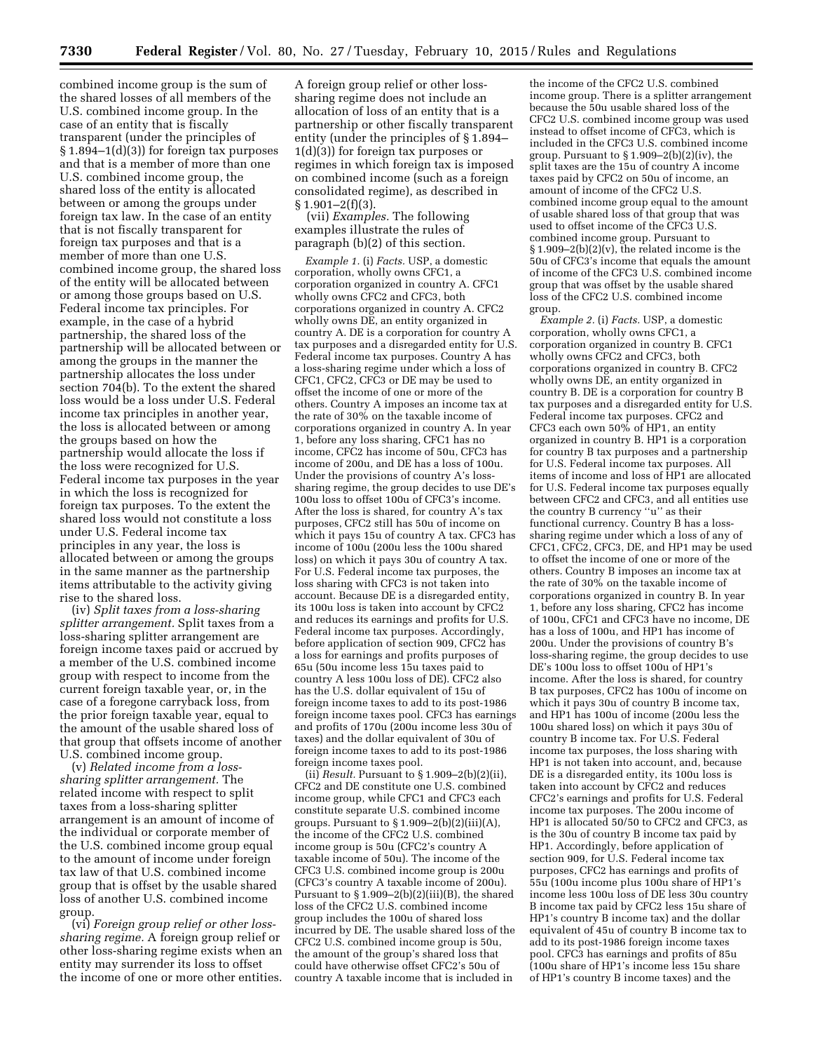combined income group is the sum of the shared losses of all members of the U.S. combined income group. In the case of an entity that is fiscally transparent (under the principles of § 1.894–1(d)(3)) for foreign tax purposes and that is a member of more than one U.S. combined income group, the shared loss of the entity is allocated between or among the groups under foreign tax law. In the case of an entity that is not fiscally transparent for foreign tax purposes and that is a member of more than one U.S. combined income group, the shared loss of the entity will be allocated between or among those groups based on U.S. Federal income tax principles. For example, in the case of a hybrid partnership, the shared loss of the partnership will be allocated between or among the groups in the manner the partnership allocates the loss under section 704(b). To the extent the shared loss would be a loss under U.S. Federal income tax principles in another year, the loss is allocated between or among the groups based on how the partnership would allocate the loss if the loss were recognized for U.S. Federal income tax purposes in the year in which the loss is recognized for foreign tax purposes. To the extent the shared loss would not constitute a loss under U.S. Federal income tax principles in any year, the loss is allocated between or among the groups in the same manner as the partnership items attributable to the activity giving rise to the shared loss.

(iv) *Split taxes from a loss-sharing splitter arrangement.* Split taxes from a loss-sharing splitter arrangement are foreign income taxes paid or accrued by a member of the U.S. combined income group with respect to income from the current foreign taxable year, or, in the case of a foregone carryback loss, from the prior foreign taxable year, equal to the amount of the usable shared loss of that group that offsets income of another U.S. combined income group.

(v) *Related income from a loss-sharing splitter arrangement.* The related income with respect to split taxes from a loss-sharing splitter arrangement is an amount of income of the individual or corporate member of the U.S. combined income group equal to the amount of income under foreign tax law of that U.S. combined income group that is offset by the usable shared loss of another U.S. combined income group.

(vi) *Foreign group relief or other loss-sharing regime.* A foreign group relief or other loss-sharing regime exists when an entity may surrender its loss to offset the income of one or more other entities. A foreign group relief or other loss-sharing regime does not include an allocation of loss of an entity that is a partnership or other fiscally transparent entity (under the principles of § 1.894–1(d)(3)) for foreign tax purposes or regimes in which foreign tax is imposed on combined income (such as a foreign consolidated regime), as described in § 1.901–2(f)(3).

(vii) *Examples.* The following examples illustrate the rules of paragraph (b)(2) of this section.

*Example 1.* (i) *Facts.* USP, a domestic corporation, wholly owns CFC1, a corporation organized in country A. CFC1 wholly owns CFC2 and CFC3, both corporations organized in country A. CFC2 wholly owns DE, an entity organized in country A. DE is a corporation for country A tax purposes and a disregarded entity for U.S. Federal income tax purposes. Country A has a loss-sharing regime under which a loss of CFC1, CFC2, CFC3 or DE may be used to offset the income of one or more of the others. Country A imposes an income tax at the rate of 30% on the taxable income of corporations organized in country A. In year 1, before any loss sharing, CFC1 has no income, CFC2 has income of 50u, CFC3 has income of 200u, and DE has a loss of 100u. Under the provisions of country A's loss-sharing regime, the group decides to use DE's 100u loss to offset 100u of CFC3's income. After the loss is shared, for country A's tax purposes, CFC2 still has 50u of income on which it pays 15u of country A tax. CFC3 has income of 100u (200u less the 100u shared loss) on which it pays 30u of country A tax. For U.S. Federal income tax purposes, the loss sharing with CFC3 is not taken into account. Because DE is a disregarded entity, its 100u loss is taken into account by CFC2 and reduces its earnings and profits for U.S. Federal income tax purposes. Accordingly, before application of section 909, CFC2 has a loss for earnings and profits purposes of 65u (50u income less 15u taxes paid to country A less 100u loss of DE). CFC2 also has the U.S. dollar equivalent of 15u of foreign income taxes to add to its post-1986 foreign income taxes pool. CFC3 has earnings and profits of 170u (200u income less 30u of taxes) and the dollar equivalent of 30u of foreign income taxes to add to its post-1986 foreign income taxes pool.

(ii) *Result.* Pursuant to § 1.909–2(b)(2)(ii), CFC2 and DE constitute one U.S. combined income group, while CFC1 and CFC3 each constitute separate U.S. combined income groups. Pursuant to § 1.909–2(b)(2)(iii)(A), the income of the CFC2 U.S. combined income group is 50u (CFC2's country A taxable income of 50u). The income of the CFC3 U.S. combined income group is 200u (CFC3's country A taxable income of 200u). Pursuant to § 1.909–2(b)(2)(iii)(B), the shared loss of the CFC2 U.S. combined income group includes the 100u of shared loss incurred by DE. The usable shared loss of the CFC2 U.S. combined income group is 50u, the amount of the group's shared loss that could have otherwise offset CFC2's 50u of country A taxable income that is included in the income of the CFC2 U.S. combined income group. There is a splitter arrangement because the 50u usable shared loss of the CFC2 U.S. combined income group was used instead to offset income of CFC3, which is included in the CFC3 U.S. combined income group. Pursuant to § 1.909–2(b)(2)(iv), the split taxes are the 15u of country A income taxes paid by CFC2 on 50u of income, an amount of income of the CFC2 U.S. combined income group equal to the amount of usable shared loss of that group that was used to offset income of the CFC3 U.S. combined income group. Pursuant to § 1.909–2(b)(2)(v), the related income is the 50u of CFC3's income that equals the amount of income of the CFC3 U.S. combined income group that was offset by the usable shared loss of the CFC2 U.S. combined income group.

*Example 2.* (i) *Facts.* USP, a domestic corporation, wholly owns CFC1, a corporation organized in country B. CFC1 wholly owns CFC2 and CFC3, both corporations organized in country B. CFC2 wholly owns DE, an entity organized in country B. DE is a corporation for country B tax purposes and a disregarded entity for U.S. Federal income tax purposes. CFC2 and CFC3 each own 50% of HP1, an entity organized in country B. HP1 is a corporation for country B tax purposes and a partnership for U.S. Federal income tax purposes. All items of income and loss of HP1 are allocated for U.S. Federal income tax purposes equally between CFC2 and CFC3, and all entities use the country B currency "u" as their functional currency. Country B has a loss-sharing regime under which a loss of any of CFC1, CFC2, CFC3, DE, and HP1 may be used to offset the income of one or more of the others. Country B imposes an income tax at the rate of 30% on the taxable income of corporations organized in country B. In year 1, before any loss sharing, CFC2 has income of 100u, CFC1 and CFC3 have no income, DE has a loss of 100u, and HP1 has income of 200u. Under the provisions of country B's loss-sharing regime, the group decides to use DE's 100u loss to offset 100u of HP1's income. After the loss is shared, for country B tax purposes, CFC2 has 100u of income on which it pays 30u of country B income tax, and HP1 has 100u of income (200u less the 100u shared loss) on which it pays 30u of country B income tax. For U.S. Federal income tax purposes, the loss sharing with HP1 is not taken into account, and, because DE is a disregarded entity, its 100u loss is taken into account by CFC2 and reduces CFC2's earnings and profits for U.S. Federal income tax purposes. The 200u income of HP1 is allocated 50/50 to CFC2 and CFC3, as is the 30u of country B income tax paid by HP1. Accordingly, before application of section 909, for U.S. Federal income tax purposes, CFC2 has earnings and profits of 55u (100u income plus 100u share of HP1's income less 100u loss of DE less 30u country B income tax paid by CFC2 less 15u share of HP1's country B income tax) and the dollar equivalent of 45u of country B income tax to add to its post-1986 foreign income taxes pool. CFC3 has earnings and profits of 85u (100u share of HP1's income less 15u share of HP1's country B income taxes) and the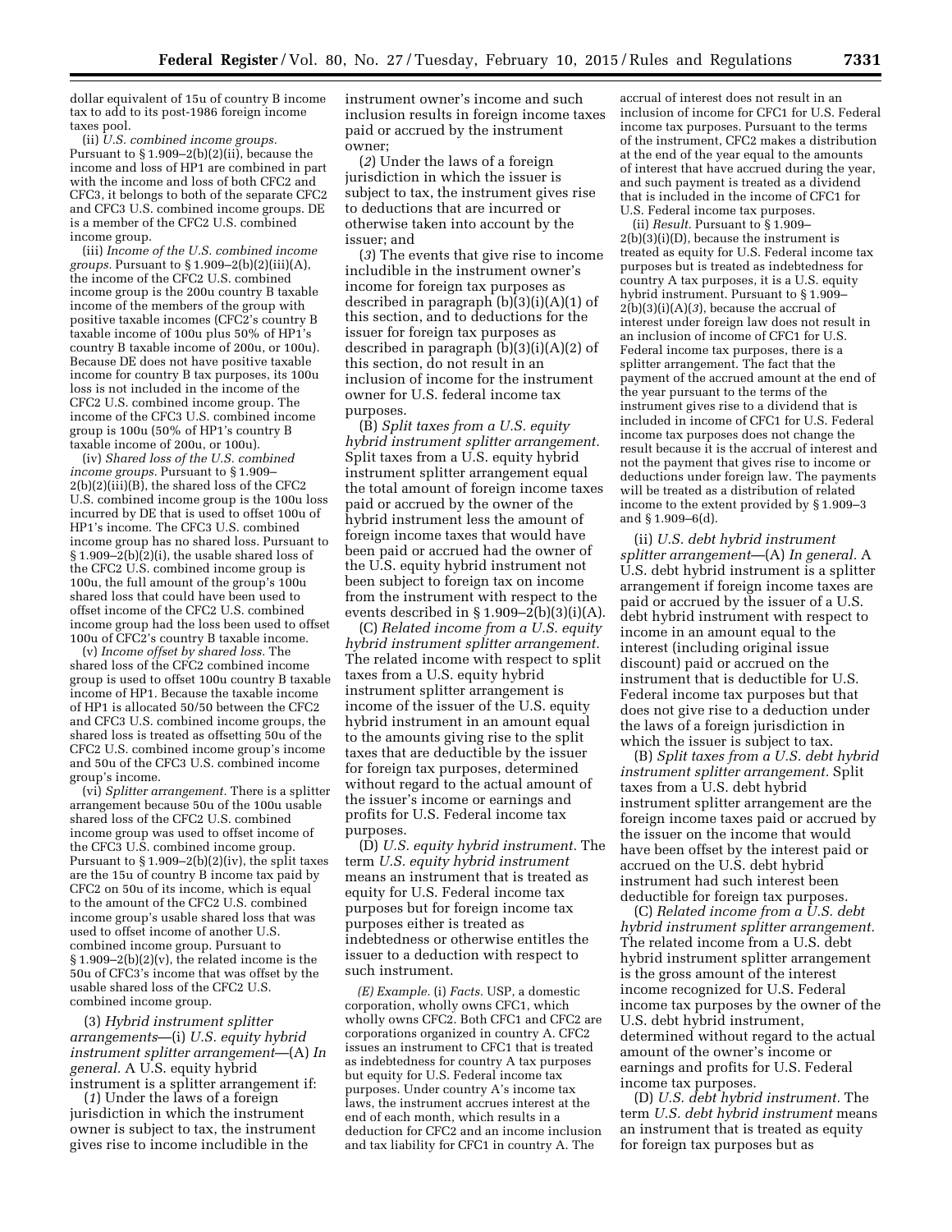dollar equivalent of 15u of country B income tax to add to its post-1986 foreign income taxes pool.

(ii) *U.S. combined income groups.* Pursuant to § 1.909–2(b)(2)(ii), because the income and loss of HP1 are combined in part with the income and loss of both CFC2 and CFC3, it belongs to both of the separate CFC2 and CFC3 U.S. combined income groups. DE is a member of the CFC2 U.S. combined income group.

(iii) *Income of the U.S. combined income groups.* Pursuant to § 1.909–2(b)(2)(iii)(A), the income of the CFC2 U.S. combined income group is the 200u country B taxable income of the members of the group with positive taxable incomes (CFC2's country B taxable income of 100u plus 50% of HP1's country B taxable income of 200u, or 100u). Because DE does not have positive taxable income for country B tax purposes, its 100u loss is not included in the income of the CFC2 U.S. combined income group. The income of the CFC3 U.S. combined income group is 100u (50% of HP1's country B taxable income of 200u, or 100u).

(iv) *Shared loss of the U.S. combined income groups.* Pursuant to § 1.909–2(b)(2)(iii)(B), the shared loss of the CFC2 U.S. combined income group is the 100u loss incurred by DE that is used to offset 100u of HP1's income. The CFC3 U.S. combined income group has no shared loss. Pursuant to § 1.909–2(b)(2)(i), the usable shared loss of the CFC2 U.S. combined income group is 100u, the full amount of the group's 100u shared loss that could have been used to offset income of the CFC2 U.S. combined income group had the loss been used to offset 100u of CFC2's country B taxable income.

(v) *Income offset by shared loss.* The shared loss of the CFC2 combined income group is used to offset 100u country B taxable income of HP1. Because the taxable income of HP1 is allocated 50/50 between the CFC2 and CFC3 U.S. combined income groups, the shared loss is treated as offsetting 50u of the CFC2 U.S. combined income group's income and 50u of the CFC3 U.S. combined income group's income.

(vi) *Splitter arrangement.* There is a splitter arrangement because 50u of the 100u usable shared loss of the CFC2 U.S. combined income group was used to offset income of the CFC3 U.S. combined income group. Pursuant to § 1.909–2(b)(2)(iv), the split taxes are the 15u of country B income tax paid by CFC2 on 50u of its income, which is equal to the amount of the CFC2 U.S. combined income group's usable shared loss that was used to offset income of another U.S. combined income group. Pursuant to § 1.909–2(b)(2)(v), the related income is the 50u of CFC3's income that was offset by the usable shared loss of the CFC2 U.S. combined income group.

(3) *Hybrid instrument splitter arrangements*—(i) *U.S. equity hybrid instrument splitter arrangement*—(A) *In general.* A U.S. equity hybrid instrument is a splitter arrangement if:

(*1*) Under the laws of a foreign jurisdiction in which the instrument owner is subject to tax, the instrument gives rise to income includible in the instrument owner's income and such inclusion results in foreign income taxes paid or accrued by the instrument owner;

(*2*) Under the laws of a foreign jurisdiction in which the issuer is subject to tax, the instrument gives rise to deductions that are incurred or otherwise taken into account by the issuer; and

(*3*) The events that give rise to income includible in the instrument owner's income for foreign tax purposes as described in paragraph (b)(3)(i)(A)(*1*) of this section, and to deductions for the issuer for foreign tax purposes as described in paragraph (b)(3)(i)(A)(*2*) of this section, do not result in an inclusion of income for the instrument owner for U.S. federal income tax purposes.

(B) *Split taxes from a U.S. equity hybrid instrument splitter arrangement.* Split taxes from a U.S. equity hybrid instrument splitter arrangement equal the total amount of foreign income taxes paid or accrued by the owner of the hybrid instrument less the amount of foreign income taxes that would have been paid or accrued had the owner of the U.S. equity hybrid instrument not been subject to foreign tax on income from the instrument with respect to the events described in § 1.909–2(b)(3)(i)(A).

(C) *Related income from a U.S. equity hybrid instrument splitter arrangement.* The related income with respect to split taxes from a U.S. equity hybrid instrument splitter arrangement is income of the issuer of the U.S. equity hybrid instrument in an amount equal to the amounts giving rise to the split taxes that are deductible by the issuer for foreign tax purposes, determined without regard to the actual amount of the issuer's income or earnings and profits for U.S. Federal income tax purposes.

(D) *U.S. equity hybrid instrument.* The term *U.S. equity hybrid instrument* means an instrument that is treated as equity for U.S. Federal income tax purposes but for foreign income tax purposes either is treated as indebtedness or otherwise entitles the issuer to a deduction with respect to such instrument.

*(E) Example.* (i) *Facts.* USP, a domestic corporation, wholly owns CFC1, which wholly owns CFC2. Both CFC1 and CFC2 are corporations organized in country A. CFC2 issues an instrument to CFC1 that is treated as indebtedness for country A tax purposes but equity for U.S. Federal income tax purposes. Under country A's income tax laws, the instrument accrues interest at the end of each month, which results in a deduction for CFC2 and an income inclusion and tax liability for CFC1 in country A. The accrual of interest does not result in an inclusion of income for CFC1 for U.S. Federal income tax purposes. Pursuant to the terms of the instrument, CFC2 makes a distribution at the end of the year equal to the amounts of interest that have accrued during the year, and such payment is treated as a dividend that is included in the income of CFC1 for U.S. Federal income tax purposes.

(ii) *Result.* Pursuant to § 1.909–2(b)(3)(i)(D), because the instrument is treated as equity for U.S. Federal income tax purposes but is treated as indebtedness for country A tax purposes, it is a U.S. equity hybrid instrument. Pursuant to § 1.909–2(b)(3)(i)(A)(*3*), because the accrual of interest under foreign law does not result in an inclusion of income of CFC1 for U.S. Federal income tax purposes, there is a splitter arrangement. The fact that the payment of the accrued amount at the end of the year pursuant to the terms of the instrument gives rise to a dividend that is included in income of CFC1 for U.S. Federal income tax purposes does not change the result because it is the accrual of interest and not the payment that gives rise to income or deductions under foreign law. The payments will be treated as a distribution of related income to the extent provided by § 1.909–3 and § 1.909–6(d).

(ii) *U.S. debt hybrid instrument splitter arrangement*—(A) *In general.* A U.S. debt hybrid instrument is a splitter arrangement if foreign income taxes are paid or accrued by the issuer of a U.S. debt hybrid instrument with respect to income in an amount equal to the interest (including original issue discount) paid or accrued on the instrument that is deductible for U.S. Federal income tax purposes but that does not give rise to a deduction under the laws of a foreign jurisdiction in which the issuer is subject to tax.

(B) *Split taxes from a U.S. debt hybrid instrument splitter arrangement.* Split taxes from a U.S. debt hybrid instrument splitter arrangement are the foreign income taxes paid or accrued by the issuer on the income that would have been offset by the interest paid or accrued on the U.S. debt hybrid instrument had such interest been deductible for foreign tax purposes.

(C) *Related income from a U.S. debt hybrid instrument splitter arrangement.* The related income from a U.S. debt hybrid instrument splitter arrangement is the gross amount of the interest income recognized for U.S. Federal income tax purposes by the owner of the U.S. debt hybrid instrument, determined without regard to the actual amount of the owner's income or earnings and profits for U.S. Federal income tax purposes.

(D) *U.S. debt hybrid instrument.* The term *U.S. debt hybrid instrument* means an instrument that is treated as equity for foreign tax purposes but as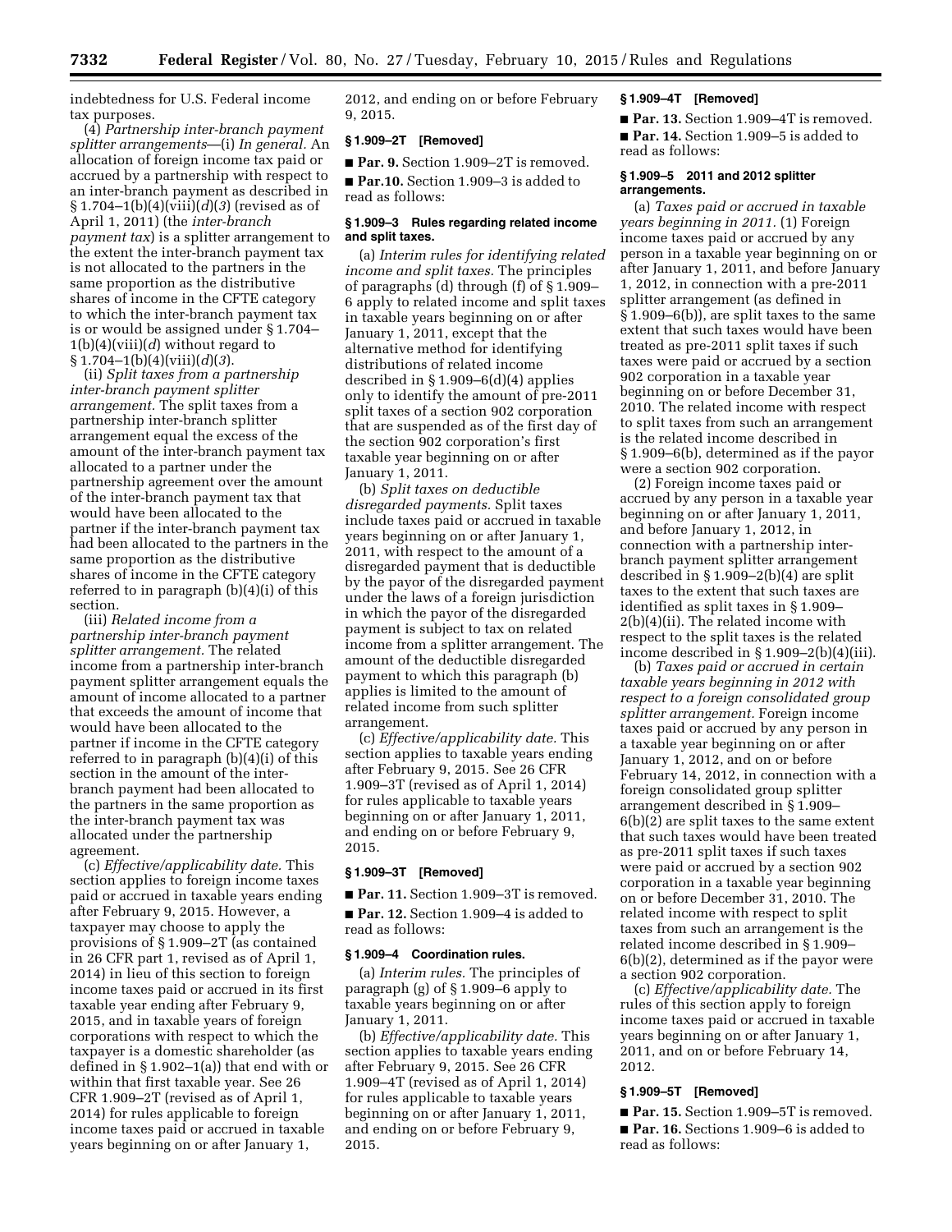indebtedness for U.S. Federal income tax purposes.

(4) *Partnership inter-branch payment splitter arrangements*—(i) *In general.* An allocation of foreign income tax paid or accrued by a partnership with respect to an inter-branch payment as described in § 1.704–1(b)(4)(viii)(*d*)(*3*) (revised as of April 1, 2011) (the *inter-branch payment tax*) is a splitter arrangement to the extent the inter-branch payment tax is not allocated to the partners in the same proportion as the distributive shares of income in the CFTE category to which the inter-branch payment tax is or would be assigned under § 1.704–1(b)(4)(viii)(*d*) without regard to § 1.704–1(b)(4)(viii)(*d*)(*3*).

(ii) *Split taxes from a partnership inter-branch payment splitter arrangement.* The split taxes from a partnership inter-branch splitter arrangement equal the excess of the amount of the inter-branch payment tax allocated to a partner under the partnership agreement over the amount of the inter-branch payment tax that would have been allocated to the partner if the inter-branch payment tax had been allocated to the partners in the same proportion as the distributive shares of income in the CFTE category referred to in paragraph (b)(4)(i) of this section.

(iii) *Related income from a partnership inter-branch payment splitter arrangement.* The related income from a partnership inter-branch payment splitter arrangement equals the amount of income allocated to a partner that exceeds the amount of income that would have been allocated to the partner if income in the CFTE category referred to in paragraph (b)(4)(i) of this section in the amount of the inter-branch payment had been allocated to the partners in the same proportion as the inter-branch payment tax was allocated under the partnership agreement.

(c) *Effective/applicability date.* This section applies to foreign income taxes paid or accrued in taxable years ending after February 9, 2015. However, a taxpayer may choose to apply the provisions of § 1.909–2T (as contained in 26 CFR part 1, revised as of April 1, 2014) in lieu of this section to foreign income taxes paid or accrued in its first taxable year ending after February 9, 2015, and in taxable years of foreign corporations with respect to which the taxpayer is a domestic shareholder (as defined in § 1.902–1(a)) that end with or within that first taxable year. See 26 CFR 1.909–2T (revised as of April 1, 2014) for rules applicable to foreign income taxes paid or accrued in taxable years beginning on or after January 1, 2012, and ending on or before February 9, 2015.

### § 1.909–2T [Removed]

■ **Par. 9.** Section 1.909–2T is removed.

■ **Par.10.** Section 1.909–3 is added to read as follows:

### § 1.909–3 Rules regarding related income and split taxes.

(a) *Interim rules for identifying related income and split taxes.* The principles of paragraphs (d) through (f) of § 1.909–6 apply to related income and split taxes in taxable years beginning on or after January 1, 2011, except that the alternative method for identifying distributions of related income described in § 1.909–6(d)(4) applies only to identify the amount of pre-2011 split taxes of a section 902 corporation that are suspended as of the first day of the section 902 corporation's first taxable year beginning on or after January 1, 2011.

(b) *Split taxes on deductible disregarded payments.* Split taxes include taxes paid or accrued in taxable years beginning on or after January 1, 2011, with respect to the amount of a disregarded payment that is deductible by the payor of the disregarded payment under the laws of a foreign jurisdiction in which the payor of the disregarded payment is subject to tax on related income from a splitter arrangement. The amount of the deductible disregarded payment to which this paragraph (b) applies is limited to the amount of related income from such splitter arrangement.

(c) *Effective/applicability date.* This section applies to taxable years ending after February 9, 2015. See 26 CFR 1.909–3T (revised as of April 1, 2014) for rules applicable to taxable years beginning on or after January 1, 2011, and ending on or before February 9, 2015.

### § 1.909–3T [Removed]

■ **Par. 11.** Section 1.909–3T is removed.

■ **Par. 12.** Section 1.909–4 is added to read as follows:

### § 1.909–4 Coordination rules.

(a) *Interim rules.* The principles of paragraph (g) of § 1.909–6 apply to taxable years beginning on or after January 1, 2011.

(b) *Effective/applicability date.* This section applies to taxable years ending after February 9, 2015. See 26 CFR 1.909–4T (revised as of April 1, 2014) for rules applicable to taxable years beginning on or after January 1, 2011, and ending on or before February 9, 2015.

### § 1.909–4T [Removed]

■ **Par. 13.** Section 1.909–4T is removed.

■ **Par. 14.** Section 1.909–5 is added to read as follows:

### § 1.909–5 2011 and 2012 splitter arrangements.

(a) *Taxes paid or accrued in taxable years beginning in 2011.* (1) Foreign income taxes paid or accrued by any person in a taxable year beginning on or after January 1, 2011, and before January 1, 2012, in connection with a pre-2011 splitter arrangement (as defined in § 1.909–6(b)), are split taxes to the same extent that such taxes would have been treated as pre-2011 split taxes if such taxes were paid or accrued by a section 902 corporation in a taxable year beginning on or before December 31, 2010. The related income with respect to split taxes from such an arrangement is the related income described in § 1.909–6(b), determined as if the payor were a section 902 corporation.

(2) Foreign income taxes paid or accrued by any person in a taxable year beginning on or after January 1, 2011, and before January 1, 2012, in connection with a partnership inter-branch payment splitter arrangement described in § 1.909–2(b)(4) are split taxes to the extent that such taxes are identified as split taxes in § 1.909–2(b)(4)(ii). The related income with respect to the split taxes is the related income described in § 1.909–2(b)(4)(iii).

(b) *Taxes paid or accrued in certain taxable years beginning in 2012 with respect to a foreign consolidated group splitter arrangement.* Foreign income taxes paid or accrued by any person in a taxable year beginning on or after January 1, 2012, and on or before February 14, 2012, in connection with a foreign consolidated group splitter arrangement described in § 1.909–6(b)(2) are split taxes to the same extent that such taxes would have been treated as pre-2011 split taxes if such taxes were paid or accrued by a section 902 corporation in a taxable year beginning on or before December 31, 2010. The related income with respect to split taxes from such an arrangement is the related income described in § 1.909–6(b)(2), determined as if the payor were a section 902 corporation.

(c) *Effective/applicability date.* The rules of this section apply to foreign income taxes paid or accrued in taxable years beginning on or after January 1, 2011, and on or before February 14, 2012.

### § 1.909–5T [Removed]

■ **Par. 15.** Section 1.909–5T is removed.

■ **Par. 16.** Sections 1.909–6 is added to read as follows: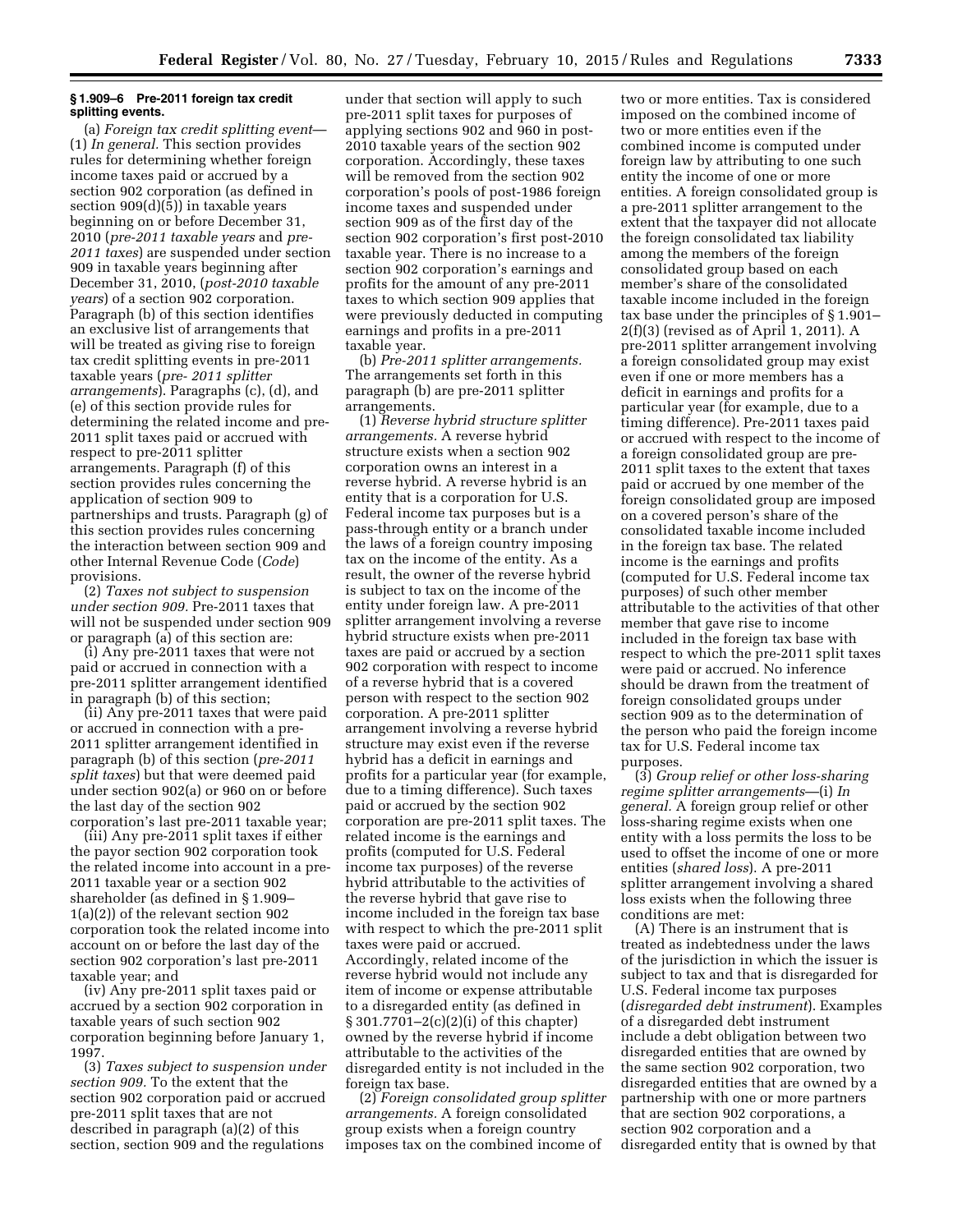### § 1.909–6 Pre-2011 foreign tax credit splitting events.

(a) *Foreign tax credit splitting event*—(1) *In general.* This section provides rules for determining whether foreign income taxes paid or accrued by a section 902 corporation (as defined in section 909(d)(5)) in taxable years beginning on or before December 31, 2010 (*pre-2011 taxable years* and *pre-2011 taxes*) are suspended under section 909 in taxable years beginning after December 31, 2010, (*post-2010 taxable years*) of a section 902 corporation. Paragraph (b) of this section identifies an exclusive list of arrangements that will be treated as giving rise to foreign tax credit splitting events in pre-2011 taxable years (*pre- 2011 splitter arrangements*). Paragraphs (c), (d), and (e) of this section provide rules for determining the related income and pre-2011 split taxes paid or accrued with respect to pre-2011 splitter arrangements. Paragraph (f) of this section provides rules concerning the application of section 909 to partnerships and trusts. Paragraph (g) of this section provides rules concerning the interaction between section 909 and other Internal Revenue Code (*Code*) provisions.

(2) *Taxes not subject to suspension under section 909.* Pre-2011 taxes that will not be suspended under section 909 or paragraph (a) of this section are:

(i) Any pre-2011 taxes that were not paid or accrued in connection with a pre-2011 splitter arrangement identified in paragraph (b) of this section;

(ii) Any pre-2011 taxes that were paid or accrued in connection with a pre-2011 splitter arrangement identified in paragraph (b) of this section (*pre-2011 split taxes*) but that were deemed paid under section 902(a) or 960 on or before the last day of the section 902 corporation's last pre-2011 taxable year;

(iii) Any pre-2011 split taxes if either the payor section 902 corporation took the related income into account in a pre-2011 taxable year or a section 902 shareholder (as defined in § 1.909–1(a)(2)) of the relevant section 902 corporation took the related income into account on or before the last day of the section 902 corporation's last pre-2011 taxable year; and

(iv) Any pre-2011 split taxes paid or accrued by a section 902 corporation in taxable years of such section 902 corporation beginning before January 1, 1997.

(3) *Taxes subject to suspension under section 909.* To the extent that the section 902 corporation paid or accrued pre-2011 split taxes that are not described in paragraph (a)(2) of this section, section 909 and the regulations under that section will apply to such pre-2011 split taxes for purposes of applying sections 902 and 960 in post-2010 taxable years of the section 902 corporation. Accordingly, these taxes will be removed from the section 902 corporation's pools of post-1986 foreign income taxes and suspended under section 909 as of the first day of the section 902 corporation's first post-2010 taxable year. There is no increase to a section 902 corporation's earnings and profits for the amount of any pre-2011 taxes to which section 909 applies that were previously deducted in computing earnings and profits in a pre-2011 taxable year.

(b) *Pre-2011 splitter arrangements.* The arrangements set forth in this paragraph (b) are pre-2011 splitter arrangements.

(1) *Reverse hybrid structure splitter arrangements.* A reverse hybrid structure exists when a section 902 corporation owns an interest in a reverse hybrid. A reverse hybrid is an entity that is a corporation for U.S. Federal income tax purposes but is a pass-through entity or a branch under the laws of a foreign country imposing tax on the income of the entity. As a result, the owner of the reverse hybrid is subject to tax on the income of the entity under foreign law. A pre-2011 splitter arrangement involving a reverse hybrid structure exists when pre-2011 taxes are paid or accrued by a section 902 corporation with respect to income of a reverse hybrid that is a covered person with respect to the section 902 corporation. A pre-2011 splitter arrangement involving a reverse hybrid structure may exist even if the reverse hybrid has a deficit in earnings and profits for a particular year (for example, due to a timing difference). Such taxes paid or accrued by the section 902 corporation are pre-2011 split taxes. The related income is the earnings and profits (computed for U.S. Federal income tax purposes) of the reverse hybrid attributable to the activities of the reverse hybrid that gave rise to income included in the foreign tax base with respect to which the pre-2011 split taxes were paid or accrued. Accordingly, related income of the reverse hybrid would not include any item of income or expense attributable to a disregarded entity (as defined in § 301.7701–2(c)(2)(i) of this chapter) owned by the reverse hybrid if income attributable to the activities of the disregarded entity is not included in the foreign tax base.

(2) *Foreign consolidated group splitter arrangements.* A foreign consolidated group exists when a foreign country imposes tax on the combined income of two or more entities. Tax is considered imposed on the combined income of two or more entities even if the combined income is computed under foreign law by attributing to one such entity the income of one or more entities. A foreign consolidated group is a pre-2011 splitter arrangement to the extent that the taxpayer did not allocate the foreign consolidated tax liability among the members of the foreign consolidated group based on each member's share of the consolidated taxable income included in the foreign tax base under the principles of § 1.901–2(f)(3) (revised as of April 1, 2011). A pre-2011 splitter arrangement involving a foreign consolidated group may exist even if one or more members has a deficit in earnings and profits for a particular year (for example, due to a timing difference). Pre-2011 taxes paid or accrued with respect to the income of a foreign consolidated group are pre-2011 split taxes to the extent that taxes paid or accrued by one member of the foreign consolidated group are imposed on a covered person's share of the consolidated taxable income included in the foreign tax base. The related income is the earnings and profits (computed for U.S. Federal income tax purposes) of such other member attributable to the activities of that other member that gave rise to income included in the foreign tax base with respect to which the pre-2011 split taxes were paid or accrued. No inference should be drawn from the treatment of foreign consolidated groups under section 909 as to the determination of the person who paid the foreign income tax for U.S. Federal income tax purposes.

(3) *Group relief or other loss-sharing regime splitter arrangements*—(i) *In general.* A foreign group relief or other loss-sharing regime exists when one entity with a loss permits the loss to be used to offset the income of one or more entities (*shared loss*). A pre-2011 splitter arrangement involving a shared loss exists when the following three conditions are met:

(A) There is an instrument that is treated as indebtedness under the laws of the jurisdiction in which the issuer is subject to tax and that is disregarded for U.S. Federal income tax purposes (*disregarded debt instrument*). Examples of a disregarded debt instrument include a debt obligation between two disregarded entities that are owned by the same section 902 corporation, two disregarded entities that are owned by a partnership with one or more partners that are section 902 corporations, a section 902 corporation and a disregarded entity that is owned by that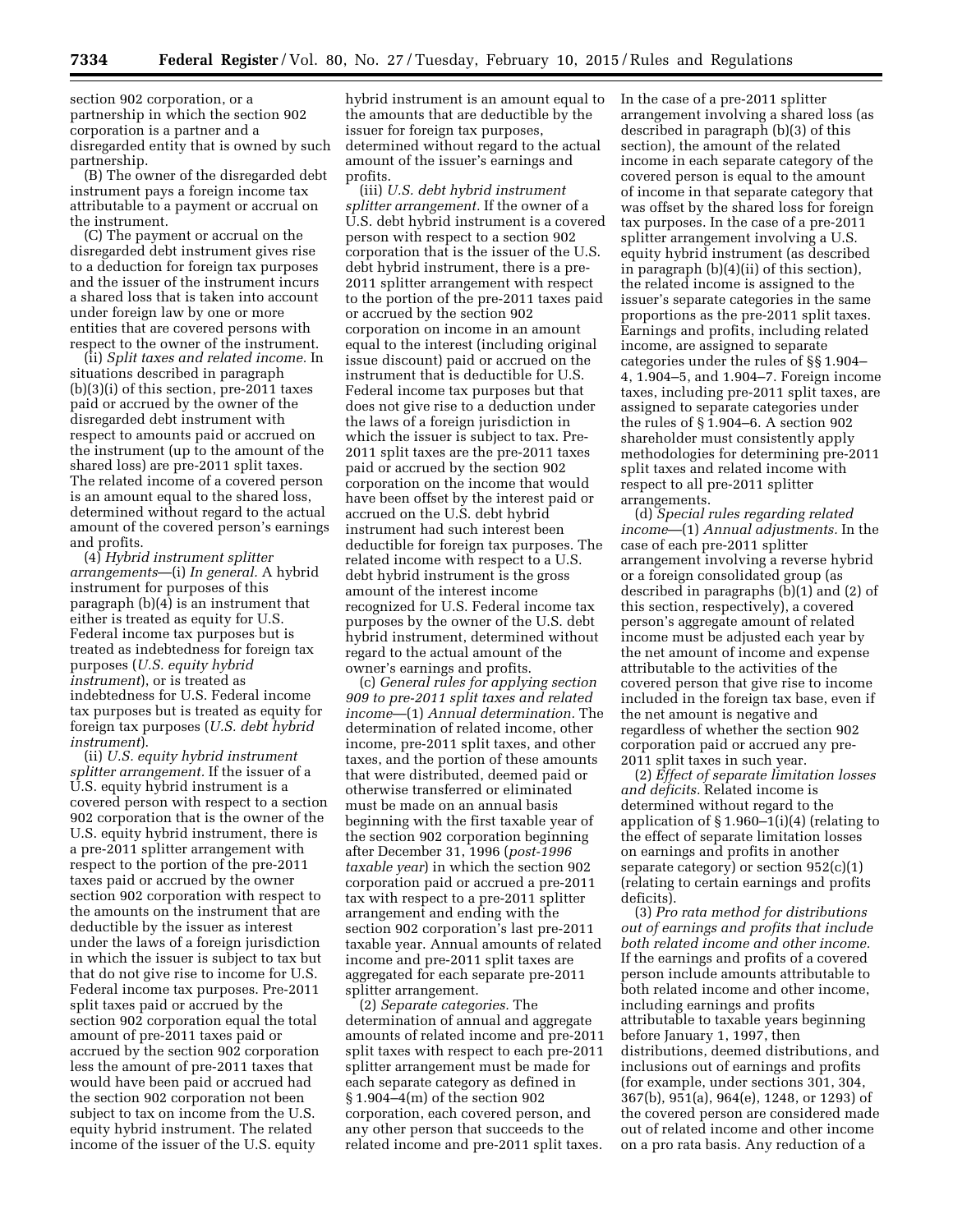section 902 corporation, or a partnership in which the section 902 corporation is a partner and a disregarded entity that is owned by such partnership.

(B) The owner of the disregarded debt instrument pays a foreign income tax attributable to a payment or accrual on the instrument.

(C) The payment or accrual on the disregarded debt instrument gives rise to a deduction for foreign tax purposes and the issuer of the instrument incurs a shared loss that is taken into account under foreign law by one or more entities that are covered persons with respect to the owner of the instrument.

(ii) *Split taxes and related income.* In situations described in paragraph (b)(3)(i) of this section, pre-2011 taxes paid or accrued by the owner of the disregarded debt instrument with respect to amounts paid or accrued on the instrument (up to the amount of the shared loss) are pre-2011 split taxes. The related income of a covered person is an amount equal to the shared loss, determined without regard to the actual amount of the covered person's earnings and profits.

(4) *Hybrid instrument splitter arrangements*—(i) *In general.* A hybrid instrument for purposes of this paragraph (b)(4) is an instrument that either is treated as equity for U.S. Federal income tax purposes but is treated as indebtedness for foreign tax purposes (*U.S. equity hybrid instrument*), or is treated as indebtedness for U.S. Federal income tax purposes but is treated as equity for foreign tax purposes (*U.S. debt hybrid instrument*).

(ii) *U.S. equity hybrid instrument splitter arrangement.* If the issuer of a U.S. equity hybrid instrument is a covered person with respect to a section 902 corporation that is the owner of the U.S. equity hybrid instrument, there is a pre-2011 splitter arrangement with respect to the portion of the pre-2011 taxes paid or accrued by the owner section 902 corporation with respect to the amounts on the instrument that are deductible by the issuer as interest under the laws of a foreign jurisdiction in which the issuer is subject to tax but that do not give rise to income for U.S. Federal income tax purposes. Pre-2011 split taxes paid or accrued by the section 902 corporation equal the total amount of pre-2011 taxes paid or accrued by the section 902 corporation less the amount of pre-2011 taxes that would have been paid or accrued had the section 902 corporation not been subject to tax on income from the U.S. equity hybrid instrument. The related income of the issuer of the U.S. equity hybrid instrument is an amount equal to the amounts that are deductible by the issuer for foreign tax purposes, determined without regard to the actual amount of the issuer's earnings and profits.

(iii) *U.S. debt hybrid instrument splitter arrangement.* If the owner of a U.S. debt hybrid instrument is a covered person with respect to a section 902 corporation that is the issuer of the U.S. debt hybrid instrument, there is a pre-2011 splitter arrangement with respect to the portion of the pre-2011 taxes paid or accrued by the section 902 corporation on income in an amount equal to the interest (including original issue discount) paid or accrued on the instrument that is deductible for U.S. Federal income tax purposes but that does not give rise to a deduction under the laws of a foreign jurisdiction in which the issuer is subject to tax. Pre-2011 split taxes are the pre-2011 taxes paid or accrued by the section 902 corporation on the income that would have been offset by the interest paid or accrued on the U.S. debt hybrid instrument had such interest been deductible for foreign tax purposes. The related income with respect to a U.S. debt hybrid instrument is the gross amount of the interest income recognized for U.S. Federal income tax purposes by the owner of the U.S. debt hybrid instrument, determined without regard to the actual amount of the owner's earnings and profits.

(c) *General rules for applying section 909 to pre-2011 split taxes and related income*—(1) *Annual determination.* The determination of related income, other income, pre-2011 split taxes, and other taxes, and the portion of these amounts that were distributed, deemed paid or otherwise transferred or eliminated must be made on an annual basis beginning with the first taxable year of the section 902 corporation beginning after December 31, 1996 (*post-1996 taxable year*) in which the section 902 corporation paid or accrued a pre-2011 tax with respect to a pre-2011 splitter arrangement and ending with the section 902 corporation's last pre-2011 taxable year. Annual amounts of related income and pre-2011 split taxes are aggregated for each separate pre-2011 splitter arrangement.

(2) *Separate categories.* The determination of annual and aggregate amounts of related income and pre-2011 split taxes with respect to each pre-2011 splitter arrangement must be made for each separate category as defined in § 1.904–4(m) of the section 902 corporation, each covered person, and any other person that succeeds to the related income and pre-2011 split taxes. In the case of a pre-2011 splitter arrangement involving a shared loss (as described in paragraph (b)(3) of this section), the amount of the related income in each separate category of the covered person is equal to the amount of income in that separate category that was offset by the shared loss for foreign tax purposes. In the case of a pre-2011 splitter arrangement involving a U.S. equity hybrid instrument (as described in paragraph (b)(4)(ii) of this section), the related income is assigned to the issuer's separate categories in the same proportions as the pre-2011 split taxes. Earnings and profits, including related income, are assigned to separate categories under the rules of §§ 1.904–4, 1.904–5, and 1.904–7. Foreign income taxes, including pre-2011 split taxes, are assigned to separate categories under the rules of § 1.904–6. A section 902 shareholder must consistently apply methodologies for determining pre-2011 split taxes and related income with respect to all pre-2011 splitter arrangements.

(d) *Special rules regarding related income*—(1) *Annual adjustments.* In the case of each pre-2011 splitter arrangement involving a reverse hybrid or a foreign consolidated group (as described in paragraphs (b)(1) and (2) of this section, respectively), a covered person's aggregate amount of related income must be adjusted each year by the net amount of income and expense attributable to the activities of the covered person that give rise to income included in the foreign tax base, even if the net amount is negative and regardless of whether the section 902 corporation paid or accrued any pre-2011 split taxes in such year.

(2) *Effect of separate limitation losses and deficits.* Related income is determined without regard to the application of § 1.960–1(i)(4) (relating to the effect of separate limitation losses on earnings and profits in another separate category) or section 952(c)(1) (relating to certain earnings and profits deficits).

(3) *Pro rata method for distributions out of earnings and profits that include both related income and other income.* If the earnings and profits of a covered person include amounts attributable to both related income and other income, including earnings and profits attributable to taxable years beginning before January 1, 1997, then distributions, deemed distributions, and inclusions out of earnings and profits (for example, under sections 301, 304, 367(b), 951(a), 964(e), 1248, or 1293) of the covered person are considered made out of related income and other income on a pro rata basis. Any reduction of a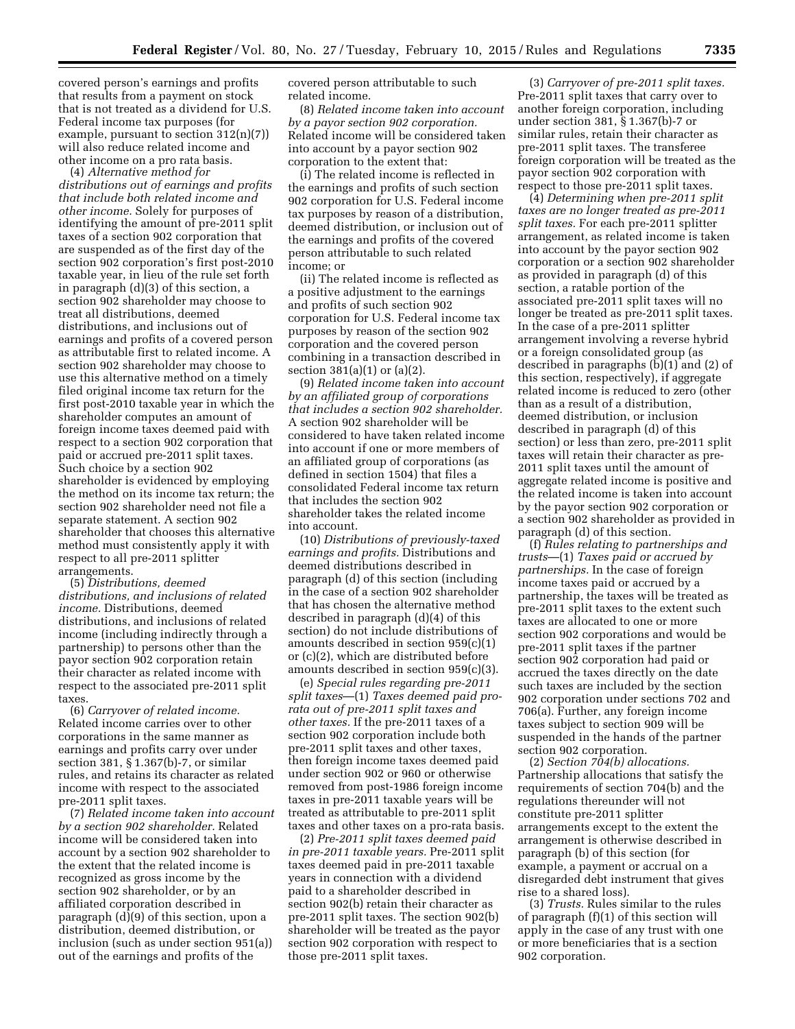covered person's earnings and profits that results from a payment on stock that is not treated as a dividend for U.S. Federal income tax purposes (for example, pursuant to section 312(n)(7)) will also reduce related income and other income on a pro rata basis.

(4) *Alternative method for distributions out of earnings and profits that include both related income and other income.* Solely for purposes of identifying the amount of pre-2011 split taxes of a section 902 corporation that are suspended as of the first day of the section 902 corporation's first post-2010 taxable year, in lieu of the rule set forth in paragraph (d)(3) of this section, a section 902 shareholder may choose to treat all distributions, deemed distributions, and inclusions out of earnings and profits of a covered person as attributable first to related income. A section 902 shareholder may choose to use this alternative method on a timely filed original income tax return for the first post-2010 taxable year in which the shareholder computes an amount of foreign income taxes deemed paid with respect to a section 902 corporation that paid or accrued pre-2011 split taxes. Such choice by a section 902 shareholder is evidenced by employing the method on its income tax return; the section 902 shareholder need not file a separate statement. A section 902 shareholder that chooses this alternative method must consistently apply it with respect to all pre-2011 splitter arrangements.

(5) *Distributions, deemed distributions, and inclusions of related income.* Distributions, deemed distributions, and inclusions of related income (including indirectly through a partnership) to persons other than the payor section 902 corporation retain their character as related income with respect to the associated pre-2011 split taxes.

(6) *Carryover of related income.* Related income carries over to other corporations in the same manner as earnings and profits carry over under section 381, § 1.367(b)-7, or similar rules, and retains its character as related income with respect to the associated pre-2011 split taxes.

(7) *Related income taken into account by a section 902 shareholder.* Related income will be considered taken into account by a section 902 shareholder to the extent that the related income is recognized as gross income by the section 902 shareholder, or by an affiliated corporation described in paragraph (d)(9) of this section, upon a distribution, deemed distribution, or inclusion (such as under section 951(a)) out of the earnings and profits of the covered person attributable to such related income.

(8) *Related income taken into account by a payor section 902 corporation.* Related income will be considered taken into account by a payor section 902 corporation to the extent that:

(i) The related income is reflected in the earnings and profits of such section 902 corporation for U.S. Federal income tax purposes by reason of a distribution, deemed distribution, or inclusion out of the earnings and profits of the covered person attributable to such related income; or

(ii) The related income is reflected as a positive adjustment to the earnings and profits of such section 902 corporation for U.S. Federal income tax purposes by reason of the section 902 corporation and the covered person combining in a transaction described in section 381(a)(1) or (a)(2).

(9) *Related income taken into account by an affiliated group of corporations that includes a section 902 shareholder.* A section 902 shareholder will be considered to have taken related income into account if one or more members of an affiliated group of corporations (as defined in section 1504) that files a consolidated Federal income tax return that includes the section 902 shareholder takes the related income into account.

(10) *Distributions of previously-taxed earnings and profits.* Distributions and deemed distributions described in paragraph (d) of this section (including in the case of a section 902 shareholder that has chosen the alternative method described in paragraph (d)(4) of this section) do not include distributions of amounts described in section 959(c)(1) or (c)(2), which are distributed before amounts described in section 959(c)(3).

(e) *Special rules regarding pre-2011 split taxes*—(1) *Taxes deemed paid pro-rata out of pre-2011 split taxes and other taxes.* If the pre-2011 taxes of a section 902 corporation include both pre-2011 split taxes and other taxes, then foreign income taxes deemed paid under section 902 or 960 or otherwise removed from post-1986 foreign income taxes in pre-2011 taxable years will be treated as attributable to pre-2011 split taxes and other taxes on a pro-rata basis.

(2) *Pre-2011 split taxes deemed paid in pre-2011 taxable years.* Pre-2011 split taxes deemed paid in pre-2011 taxable years in connection with a dividend paid to a shareholder described in section 902(b) retain their character as pre-2011 split taxes. The section 902(b) shareholder will be treated as the payor section 902 corporation with respect to those pre-2011 split taxes.

(3) *Carryover of pre-2011 split taxes.* Pre-2011 split taxes that carry over to another foreign corporation, including under section 381, § 1.367(b)-7 or similar rules, retain their character as pre-2011 split taxes. The transferee foreign corporation will be treated as the payor section 902 corporation with respect to those pre-2011 split taxes.

(4) *Determining when pre-2011 split taxes are no longer treated as pre-2011 split taxes.* For each pre-2011 splitter arrangement, as related income is taken into account by the payor section 902 corporation or a section 902 shareholder as provided in paragraph (d) of this section, a ratable portion of the associated pre-2011 split taxes will no longer be treated as pre-2011 split taxes. In the case of a pre-2011 splitter arrangement involving a reverse hybrid or a foreign consolidated group (as described in paragraphs (b)(1) and (2) of this section, respectively), if aggregate related income is reduced to zero (other than as a result of a distribution, deemed distribution, or inclusion described in paragraph (d) of this section) or less than zero, pre-2011 split taxes will retain their character as pre-2011 split taxes until the amount of aggregate related income is positive and the related income is taken into account by the payor section 902 corporation or a section 902 shareholder as provided in paragraph (d) of this section.

(f) *Rules relating to partnerships and trusts*—(1) *Taxes paid or accrued by partnerships.* In the case of foreign income taxes paid or accrued by a partnership, the taxes will be treated as pre-2011 split taxes to the extent such taxes are allocated to one or more section 902 corporations and would be pre-2011 split taxes if the partner section 902 corporation had paid or accrued the taxes directly on the date such taxes are included by the section 902 corporation under sections 702 and 706(a). Further, any foreign income taxes subject to section 909 will be suspended in the hands of the partner section 902 corporation.

(2) *Section 704(b) allocations.* Partnership allocations that satisfy the requirements of section 704(b) and the regulations thereunder will not constitute pre-2011 splitter arrangements except to the extent the arrangement is otherwise described in paragraph (b) of this section (for example, a payment or accrual on a disregarded debt instrument that gives rise to a shared loss).

(3) *Trusts.* Rules similar to the rules of paragraph (f)(1) of this section will apply in the case of any trust with one or more beneficiaries that is a section 902 corporation.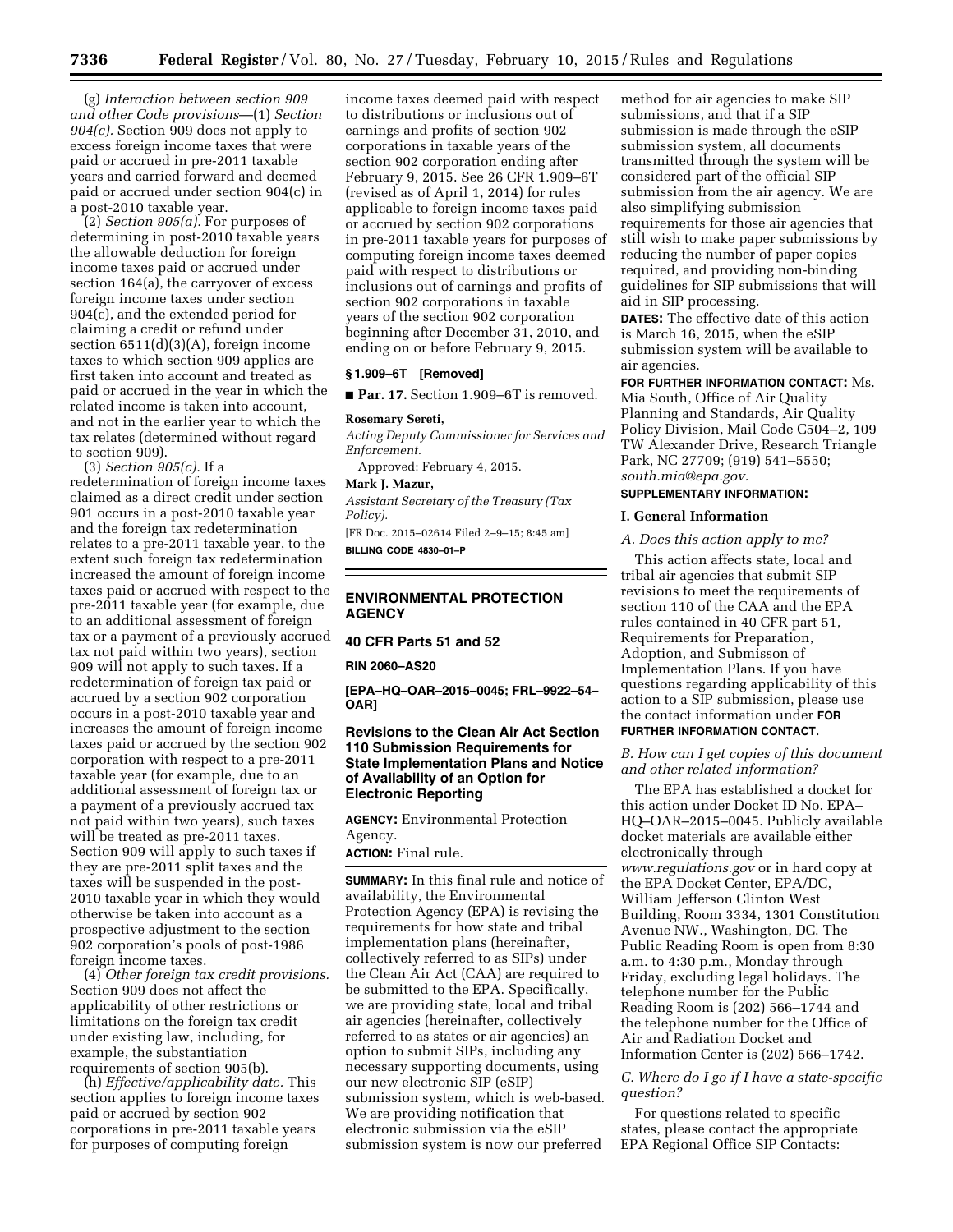(g) *Interaction between section 909 and other Code provisions*—(1) *Section 904(c).* Section 909 does not apply to excess foreign income taxes that were paid or accrued in pre-2011 taxable years and carried forward and deemed paid or accrued under section 904(c) in a post-2010 taxable year.

(2) *Section 905(a).* For purposes of determining in post-2010 taxable years the allowable deduction for foreign income taxes paid or accrued under section 164(a), the carryover of excess foreign income taxes under section 904(c), and the extended period for claiming a credit or refund under section 6511(d)(3)(A), foreign income taxes to which section 909 applies are first taken into account and treated as paid or accrued in the year in which the related income is taken into account, and not in the earlier year to which the tax relates (determined without regard to section 909).

(3) *Section 905(c).* If a redetermination of foreign income taxes claimed as a direct credit under section 901 occurs in a post-2010 taxable year and the foreign tax redetermination relates to a pre-2011 taxable year, to the extent such foreign tax redetermination increased the amount of foreign income taxes paid or accrued with respect to the pre-2011 taxable year (for example, due to an additional assessment of foreign tax or a payment of a previously accrued tax not paid within two years), section 909 will not apply to such taxes. If a redetermination of foreign tax paid or accrued by a section 902 corporation occurs in a post-2010 taxable year and increases the amount of foreign income taxes paid or accrued by the section 902 corporation with respect to a pre-2011 taxable year (for example, due to an additional assessment of foreign tax or a payment of a previously accrued tax not paid within two years), such taxes will be treated as pre-2011 taxes. Section 909 will apply to such taxes if they are pre-2011 split taxes and the taxes will be suspended in the post-2010 taxable year in which they would otherwise be taken into account as a prospective adjustment to the section 902 corporation's pools of post-1986 foreign income taxes.

(4) *Other foreign tax credit provisions.* Section 909 does not affect the applicability of other restrictions or limitations on the foreign tax credit under existing law, including, for example, the substantiation requirements of section 905(b).

(h) *Effective/applicability date.* This section applies to foreign income taxes paid or accrued by section 902 corporations in pre-2011 taxable years for purposes of computing foreign income taxes deemed paid with respect to distributions or inclusions out of earnings and profits of section 902 corporations in taxable years of the section 902 corporation ending after February 9, 2015. See 26 CFR 1.909–6T (revised as of April 1, 2014) for rules applicable to foreign income taxes paid or accrued by section 902 corporations in pre-2011 taxable years for purposes of computing foreign income taxes deemed paid with respect to distributions or inclusions out of earnings and profits of section 902 corporations in taxable years of the section 902 corporation beginning after December 31, 2010, and ending on or before February 9, 2015.

**§ 1.909–6T [Removed]**

■ **Par. 17.** Section 1.909–6T is removed.

**Rosemary Sereti,**

*Acting Deputy Commissioner for Services and Enforcement.*

Approved: February 4, 2015.

**Mark J. Mazur,**

*Assistant Secretary of the Treasury (Tax Policy).*

[FR Doc. 2015–02614 Filed 2–9–15; 8:45 am]

**BILLING CODE 4830–01–P**

---

## ENVIRONMENTAL PROTECTION AGENCY

**40 CFR Parts 51 and 52**

**RIN 2060–AS20**

**[EPA–HQ–OAR–2015–0045; FRL–9922–54–OAR]**

## Revisions to the Clean Air Act Section 110 Submission Requirements for State Implementation Plans and Notice of Availability of an Option for Electronic Reporting

**AGENCY:** Environmental Protection Agency.

**ACTION:** Final rule.

**SUMMARY:** In this final rule and notice of availability, the Environmental Protection Agency (EPA) is revising the requirements for how state and tribal implementation plans (hereinafter, collectively referred to as SIPs) under the Clean Air Act (CAA) are required to be submitted to the EPA. Specifically, we are providing state, local and tribal air agencies (hereinafter, collectively referred to as states or air agencies) an option to submit SIPs, including any necessary supporting documents, using our new electronic SIP (eSIP) submission system, which is web-based. We are providing notification that electronic submission via the eSIP submission system is now our preferred method for air agencies to make SIP submissions, and that if a SIP submission is made through the eSIP submission system, all documents transmitted through the system will be considered part of the official SIP submission from the air agency. We are also simplifying submission requirements for those air agencies that still wish to make paper submissions by reducing the number of paper copies required, and providing non-binding guidelines for SIP submissions that will aid in SIP processing.

**DATES:** The effective date of this action is March 16, 2015, when the eSIP submission system will be available to air agencies.

**FOR FURTHER INFORMATION CONTACT:** Ms. Mia South, Office of Air Quality Planning and Standards, Air Quality Policy Division, Mail Code C504–2, 109 TW Alexander Drive, Research Triangle Park, NC 27709; (919) 541–5550; *south.mia@epa.gov.*

**SUPPLEMENTARY INFORMATION:**

### I. General Information

*A. Does this action apply to me?*

This action affects state, local and tribal air agencies that submit SIP revisions to meet the requirements of section 110 of the CAA and the EPA rules contained in 40 CFR part 51, Requirements for Preparation, Adoption, and Submisson of Implementation Plans. If you have questions regarding applicability of this action to a SIP submission, please use the contact information under **FOR FURTHER INFORMATION CONTACT**.

*B. How can I get copies of this document and other related information?*

The EPA has established a docket for this action under Docket ID No. EPA–HQ–OAR–2015–0045. Publicly available docket materials are available either electronically through *www.regulations.gov* or in hard copy at the EPA Docket Center, EPA/DC, William Jefferson Clinton West Building, Room 3334, 1301 Constitution Avenue NW., Washington, DC. The Public Reading Room is open from 8:30 a.m. to 4:30 p.m., Monday through Friday, excluding legal holidays. The telephone number for the Public Reading Room is (202) 566–1744 and the telephone number for the Office of Air and Radiation Docket and Information Center is (202) 566–1742.

*C. Where do I go if I have a state-specific question?*

For questions related to specific states, please contact the appropriate EPA Regional Office SIP Contacts: